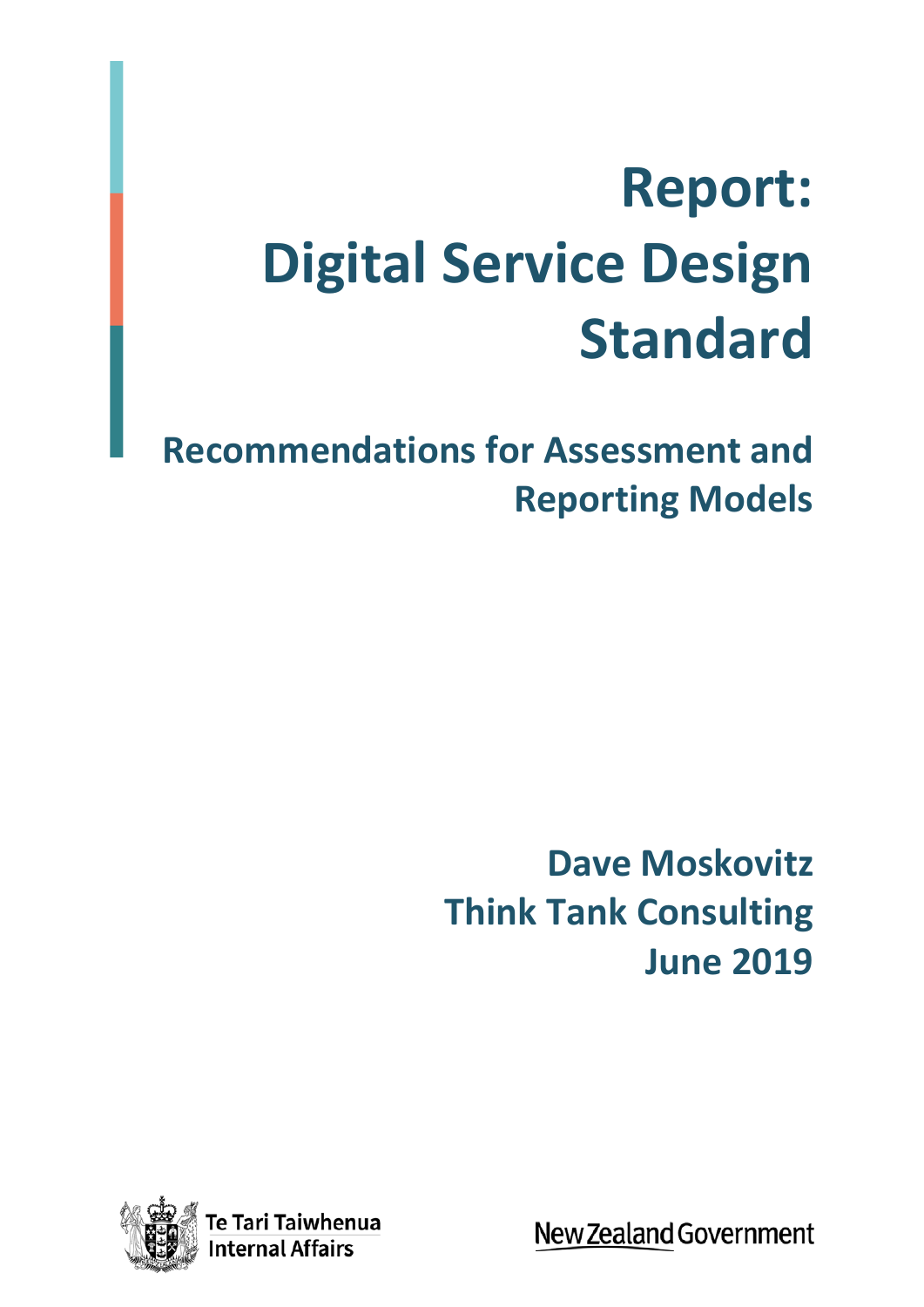# Report: Digital Service Design Standard

## Recommendations for Assessment and Reporting Models

**Dave Moskovitz**
**Think Tank Consulting**
**June 2019**

Te Tari Taiwhenua
Internal Affairs

New Zealand Government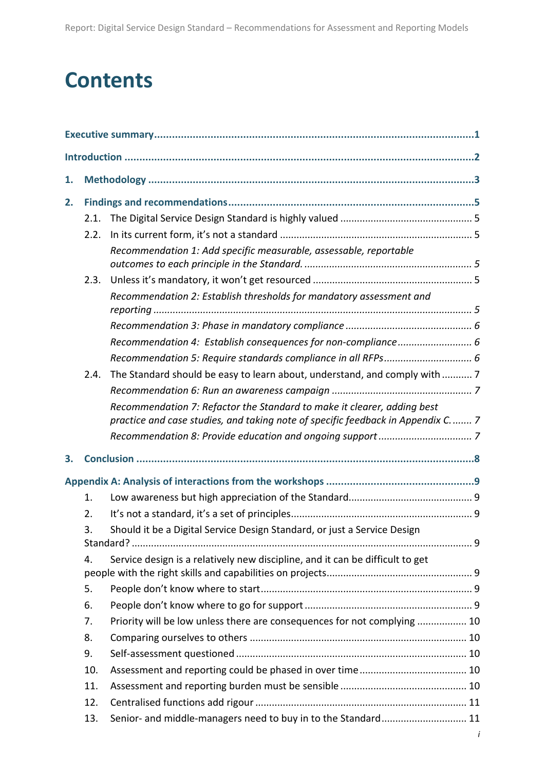# Contents

**Executive summary** ... **1**

**Introduction** ... **2**

**1. Methodology** ... **3**

**2. Findings and recommendations** ... **5**

- 2.1. The Digital Service Design Standard is highly valued ... 5
- 2.2. In its current form, it's not a standard ... 5
  - *Recommendation 1: Add specific measurable, assessable, reportable outcomes to each principle in the Standard.* ... *5*
- 2.3. Unless it's mandatory, it won't get resourced ... 5
  - *Recommendation 2: Establish thresholds for mandatory assessment and reporting* ... *5*
  - *Recommendation 3: Phase in mandatory compliance* ... *6*
  - *Recommendation 4: Establish consequences for non-compliance* ... *6*
  - *Recommendation 5: Require standards compliance in all RFPs* ... *6*
- 2.4. The Standard should be easy to learn about, understand, and comply with ... 7
  - *Recommendation 6: Run an awareness campaign* ... *7*
  - *Recommendation 7: Refactor the Standard to make it clearer, adding best practice and case studies, and taking note of specific feedback in Appendix C.* ... *7*
  - *Recommendation 8: Provide education and ongoing support* ... *7*

**3. Conclusion** ... **8**

**Appendix A: Analysis of interactions from the workshops** ... **9**

1. Low awareness but high appreciation of the Standard ... 9
2. It's not a standard, it's a set of principles ... 9
3. Should it be a Digital Service Design Standard, or just a Service Design Standard? ... 9
4. Service design is a relatively new discipline, and it can be difficult to get people with the right skills and capabilities on projects ... 9
5. People don't know where to start ... 9
6. People don't know where to go for support ... 9
7. Priority will be low unless there are consequences for not complying ... 10
8. Comparing ourselves to others ... 10
9. Self-assessment questioned ... 10
10. Assessment and reporting could be phased in over time ... 10
11. Assessment and reporting burden must be sensible ... 10
12. Centralised functions add rigour ... 11
13. Senior- and middle-managers need to buy in to the Standard ... 11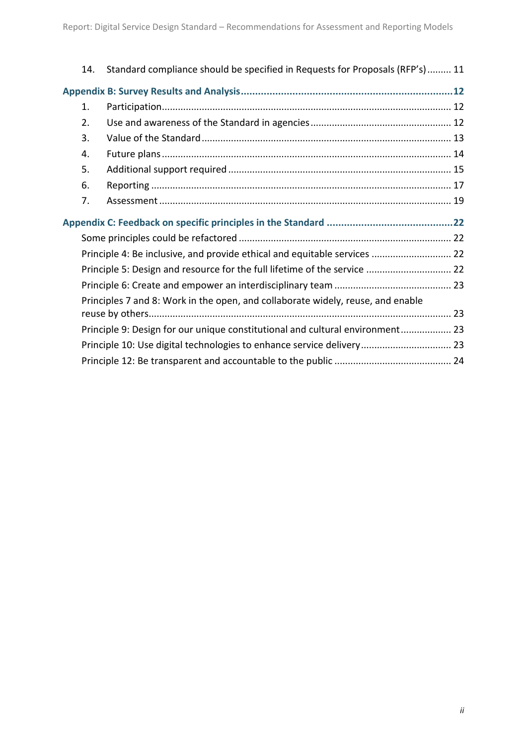14. Standard compliance should be specified in Requests for Proposals (RFP's) ......... 11

**Appendix B: Survey Results and Analysis .......................................................................... 12**

1. Participation ........................................................................................................... 12
2. Use and awareness of the Standard in agencies .................................................... 12
3. Value of the Standard ............................................................................................ 13
4. Future plans ........................................................................................................... 14
5. Additional support required .................................................................................. 15
6. Reporting ............................................................................................................... 17
7. Assessment ............................................................................................................ 19

**Appendix C: Feedback on specific principles in the Standard ............................................ 22**

Some principles could be refactored ............................................................................... 22

Principle 4: Be inclusive, and provide ethical and equitable services ............................. 22

Principle 5: Design and resource for the full lifetime of the service ............................... 22

Principle 6: Create and empower an interdisciplinary team ........................................... 23

Principles 7 and 8: Work in the open, and collaborate widely, reuse, and enable reuse by others ................................................................................................................ 23

Principle 9: Design for our unique constitutional and cultural environment .................. 23

Principle 10: Use digital technologies to enhance service delivery ................................. 23

Principle 12: Be transparent and accountable to the public ........................................... 24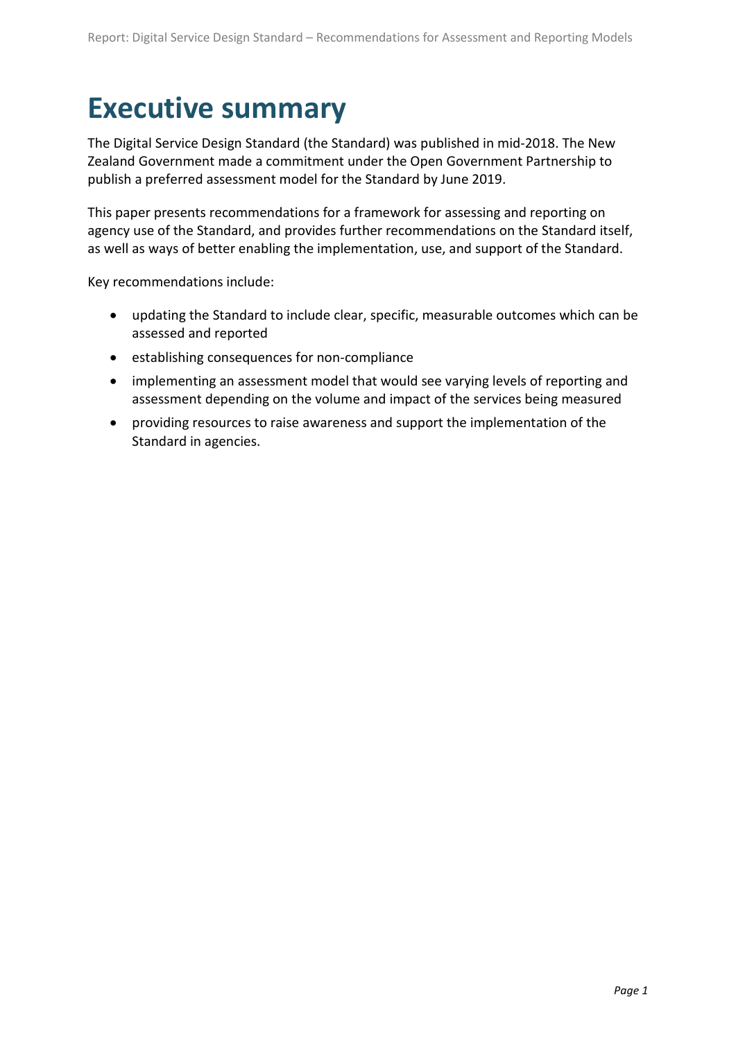# Executive summary

The Digital Service Design Standard (the Standard) was published in mid-2018. The New Zealand Government made a commitment under the Open Government Partnership to publish a preferred assessment model for the Standard by June 2019.

This paper presents recommendations for a framework for assessing and reporting on agency use of the Standard, and provides further recommendations on the Standard itself, as well as ways of better enabling the implementation, use, and support of the Standard.

Key recommendations include:

- updating the Standard to include clear, specific, measurable outcomes which can be assessed and reported
- establishing consequences for non-compliance
- implementing an assessment model that would see varying levels of reporting and assessment depending on the volume and impact of the services being measured
- providing resources to raise awareness and support the implementation of the Standard in agencies.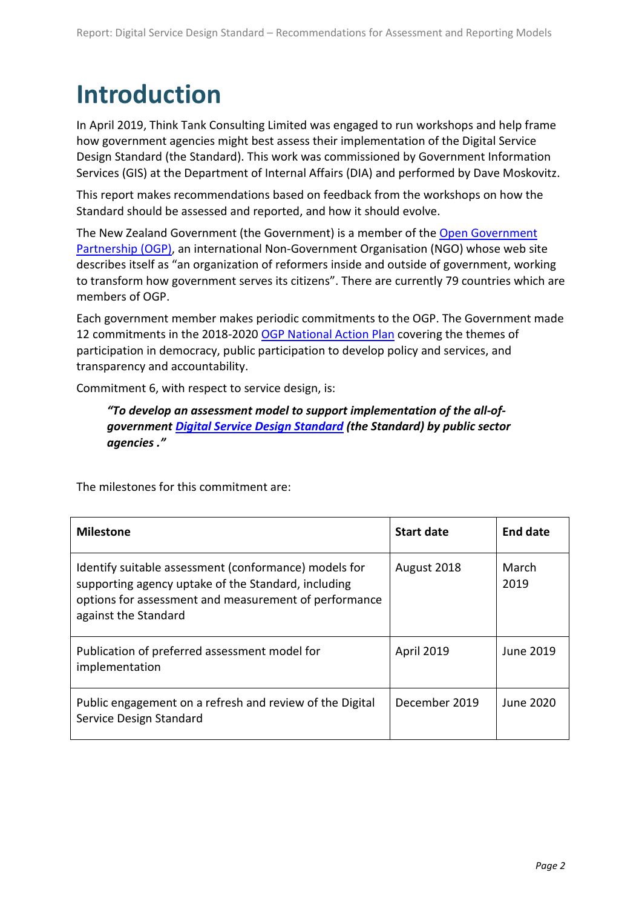# Introduction

In April 2019, Think Tank Consulting Limited was engaged to run workshops and help frame how government agencies might best assess their implementation of the Digital Service Design Standard (the Standard). This work was commissioned by Government Information Services (GIS) at the Department of Internal Affairs (DIA) and performed by Dave Moskovitz.

This report makes recommendations based on feedback from the workshops on how the Standard should be assessed and reported, and how it should evolve.

The New Zealand Government (the Government) is a member of the [Open Government Partnership (OGP)](), an international Non-Government Organisation (NGO) whose web site describes itself as "an organization of reformers inside and outside of government, working to transform how government serves its citizens". There are currently 79 countries which are members of OGP.

Each government member makes periodic commitments to the OGP. The Government made 12 commitments in the 2018-2020 [OGP National Action Plan]() covering the themes of participation in democracy, public participation to develop policy and services, and transparency and accountability.

Commitment 6, with respect to service design, is:

> ***"To develop an assessment model to support implementation of the all-of-government [Digital Service Design Standard]() (the Standard) by public sector agencies ."***

The milestones for this commitment are:

| Milestone | Start date | End date |
|---|---|---|
| Identify suitable assessment (conformance) models for supporting agency uptake of the Standard, including options for assessment and measurement of performance against the Standard | August 2018 | March 2019 |
| Publication of preferred assessment model for implementation | April 2019 | June 2019 |
| Public engagement on a refresh and review of the Digital Service Design Standard | December 2019 | June 2020 |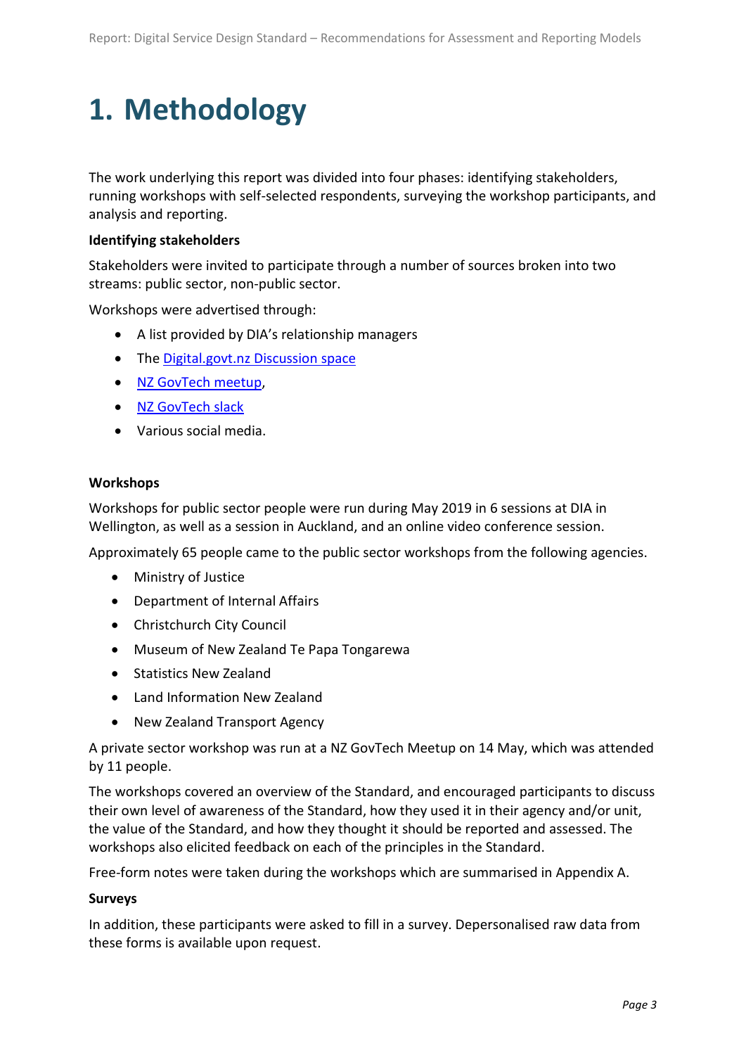// 1. Methodology

The work underlying this report was divided into four phases: identifying stakeholders, running workshops with self-selected respondents, surveying the workshop participants, and analysis and reporting.

**Identifying stakeholders**

Stakeholders were invited to participate through a number of sources broken into two streams: public sector, non-public sector.

Workshops were advertised through:

- A list provided by DIA's relationship managers
- The Digital.govt.nz Discussion space
- NZ GovTech meetup,
- NZ GovTech slack
- Various social media.

**Workshops**

Workshops for public sector people were run during May 2019 in 6 sessions at DIA in Wellington, as well as a session in Auckland, and an online video conference session.

Approximately 65 people came to the public sector workshops from the following agencies.

- Ministry of Justice
- Department of Internal Affairs
- Christchurch City Council
- Museum of New Zealand Te Papa Tongarewa
- Statistics New Zealand
- Land Information New Zealand
- New Zealand Transport Agency

A private sector workshop was run at a NZ GovTech Meetup on 14 May, which was attended by 11 people.

The workshops covered an overview of the Standard, and encouraged participants to discuss their own level of awareness of the Standard, how they used it in their agency and/or unit, the value of the Standard, and how they thought it should be reported and assessed. The workshops also elicited feedback on each of the principles in the Standard.

Free-form notes were taken during the workshops which are summarised in Appendix A.

**Surveys**

In addition, these participants were asked to fill in a survey. Depersonalised raw data from these forms is available upon request.

# 1. Methodology

The work underlying this report was divided into four phases: identifying stakeholders, running workshops with self-selected respondents, surveying the workshop participants, and analysis and reporting.

**Identifying stakeholders**

Stakeholders were invited to participate through a number of sources broken into two streams: public sector, non-public sector.

Workshops were advertised through:

- A list provided by DIA's relationship managers
- The Digital.govt.nz Discussion space
- NZ GovTech meetup,
- NZ GovTech slack
- Various social media.

**Workshops**

Workshops for public sector people were run during May 2019 in 6 sessions at DIA in Wellington, as well as a session in Auckland, and an online video conference session.

Approximately 65 people came to the public sector workshops from the following agencies.

- Ministry of Justice
- Department of Internal Affairs
- Christchurch City Council
- Museum of New Zealand Te Papa Tongarewa
- Statistics New Zealand
- Land Information New Zealand
- New Zealand Transport Agency

A private sector workshop was run at a NZ GovTech Meetup on 14 May, which was attended by 11 people.

The workshops covered an overview of the Standard, and encouraged participants to discuss their own level of awareness of the Standard, how they used it in their agency and/or unit, the value of the Standard, and how they thought it should be reported and assessed. The workshops also elicited feedback on each of the principles in the Standard.

Free-form notes were taken during the workshops which are summarised in Appendix A.

**Surveys**

In addition, these participants were asked to fill in a survey. Depersonalised raw data from these forms is available upon request.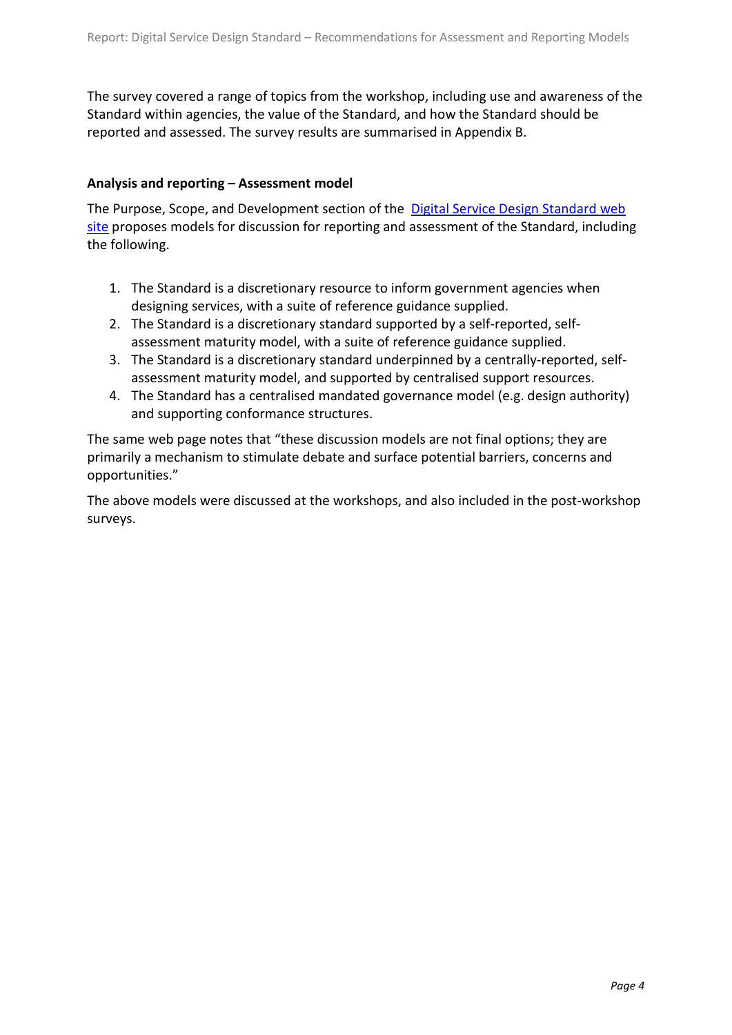The survey covered a range of topics from the workshop, including use and awareness of the Standard within agencies, the value of the Standard, and how the Standard should be reported and assessed. The survey results are summarised in Appendix B.

**Analysis and reporting – Assessment model**

The Purpose, Scope, and Development section of the [Digital Service Design Standard web site](#) proposes models for discussion for reporting and assessment of the Standard, including the following.

1. The Standard is a discretionary resource to inform government agencies when designing services, with a suite of reference guidance supplied.
2. The Standard is a discretionary standard supported by a self-reported, self-assessment maturity model, with a suite of reference guidance supplied.
3. The Standard is a discretionary standard underpinned by a centrally-reported, self-assessment maturity model, and supported by centralised support resources.
4. The Standard has a centralised mandated governance model (e.g. design authority) and supporting conformance structures.

The same web page notes that "these discussion models are not final options; they are primarily a mechanism to stimulate debate and surface potential barriers, concerns and opportunities."

The above models were discussed at the workshops, and also included in the post-workshop surveys.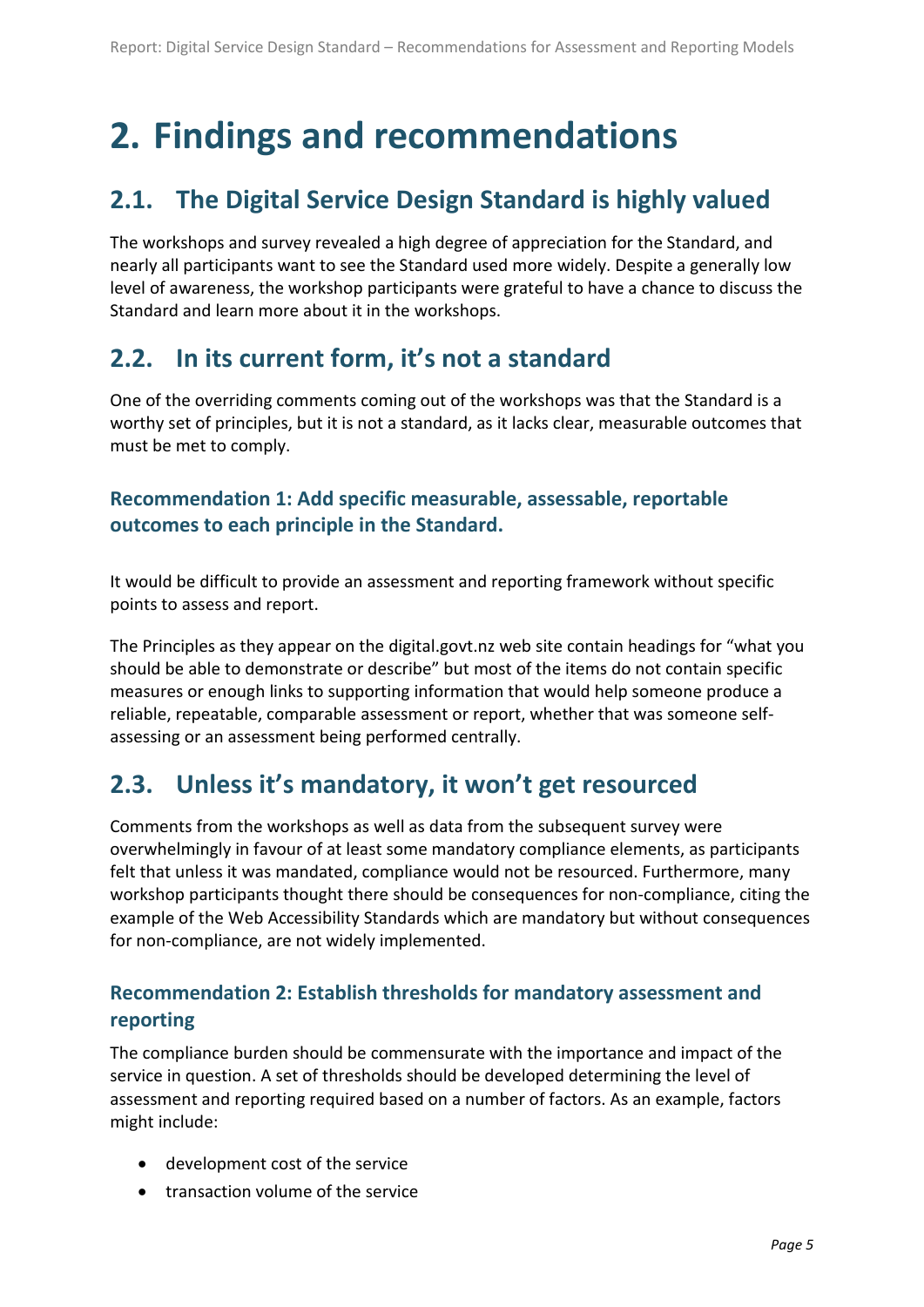# 2. Findings and recommendations

## 2.1. The Digital Service Design Standard is highly valued

The workshops and survey revealed a high degree of appreciation for the Standard, and nearly all participants want to see the Standard used more widely. Despite a generally low level of awareness, the workshop participants were grateful to have a chance to discuss the Standard and learn more about it in the workshops.

## 2.2. In its current form, it's not a standard

One of the overriding comments coming out of the workshops was that the Standard is a worthy set of principles, but it is not a standard, as it lacks clear, measurable outcomes that must be met to comply.

### Recommendation 1: Add specific measurable, assessable, reportable outcomes to each principle in the Standard.

It would be difficult to provide an assessment and reporting framework without specific points to assess and report.

The Principles as they appear on the digital.govt.nz web site contain headings for "what you should be able to demonstrate or describe" but most of the items do not contain specific measures or enough links to supporting information that would help someone produce a reliable, repeatable, comparable assessment or report, whether that was someone self-assessing or an assessment being performed centrally.

## 2.3. Unless it's mandatory, it won't get resourced

Comments from the workshops as well as data from the subsequent survey were overwhelmingly in favour of at least some mandatory compliance elements, as participants felt that unless it was mandated, compliance would not be resourced. Furthermore, many workshop participants thought there should be consequences for non-compliance, citing the example of the Web Accessibility Standards which are mandatory but without consequences for non-compliance, are not widely implemented.

### Recommendation 2: Establish thresholds for mandatory assessment and reporting

The compliance burden should be commensurate with the importance and impact of the service in question. A set of thresholds should be developed determining the level of assessment and reporting required based on a number of factors. As an example, factors might include:

- development cost of the service
- transaction volume of the service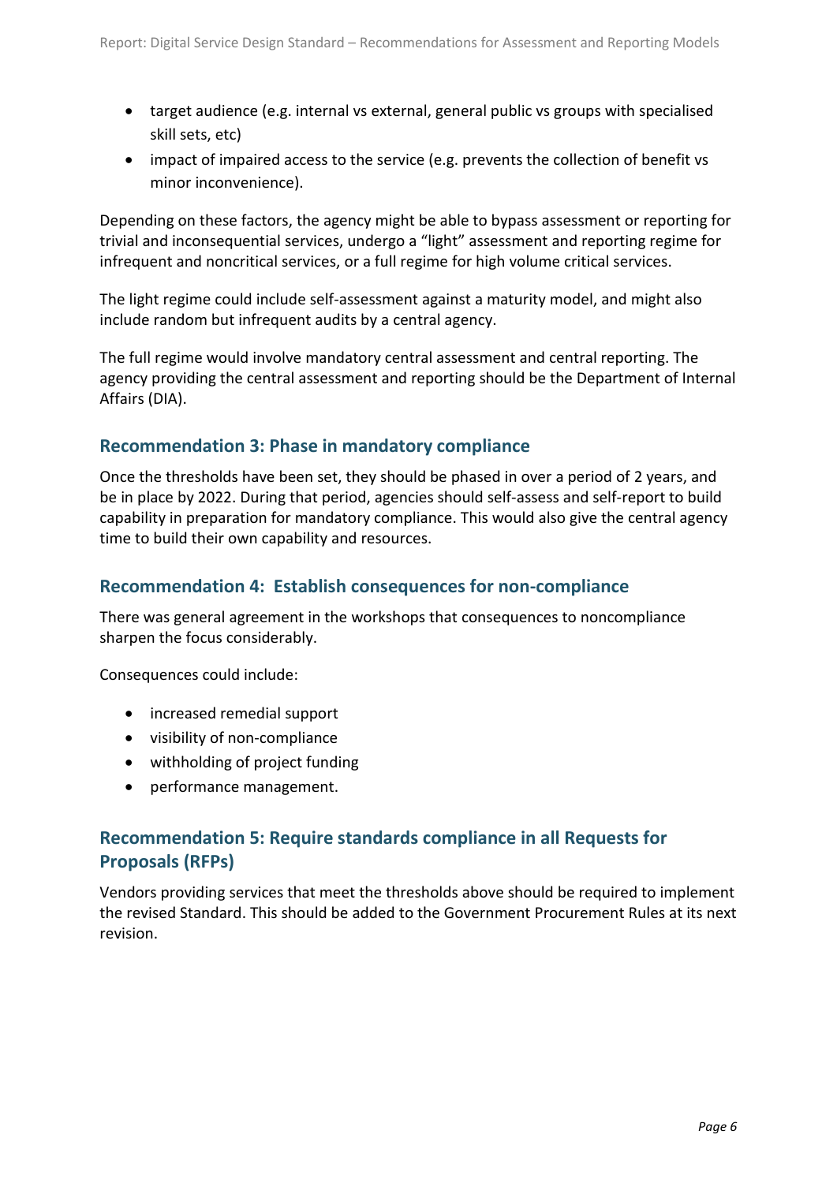- target audience (e.g. internal vs external, general public vs groups with specialised skill sets, etc)
- impact of impaired access to the service (e.g. prevents the collection of benefit vs minor inconvenience).

Depending on these factors, the agency might be able to bypass assessment or reporting for trivial and inconsequential services, undergo a "light" assessment and reporting regime for infrequent and noncritical services, or a full regime for high volume critical services.

The light regime could include self-assessment against a maturity model, and might also include random but infrequent audits by a central agency.

The full regime would involve mandatory central assessment and central reporting. The agency providing the central assessment and reporting should be the Department of Internal Affairs (DIA).

### Recommendation 3: Phase in mandatory compliance

Once the thresholds have been set, they should be phased in over a period of 2 years, and be in place by 2022. During that period, agencies should self-assess and self-report to build capability in preparation for mandatory compliance. This would also give the central agency time to build their own capability and resources.

### Recommendation 4: Establish consequences for non-compliance

There was general agreement in the workshops that consequences to noncompliance sharpen the focus considerably.

Consequences could include:

- increased remedial support
- visibility of non-compliance
- withholding of project funding
- performance management.

### Recommendation 5: Require standards compliance in all Requests for Proposals (RFPs)

Vendors providing services that meet the thresholds above should be required to implement the revised Standard. This should be added to the Government Procurement Rules at its next revision.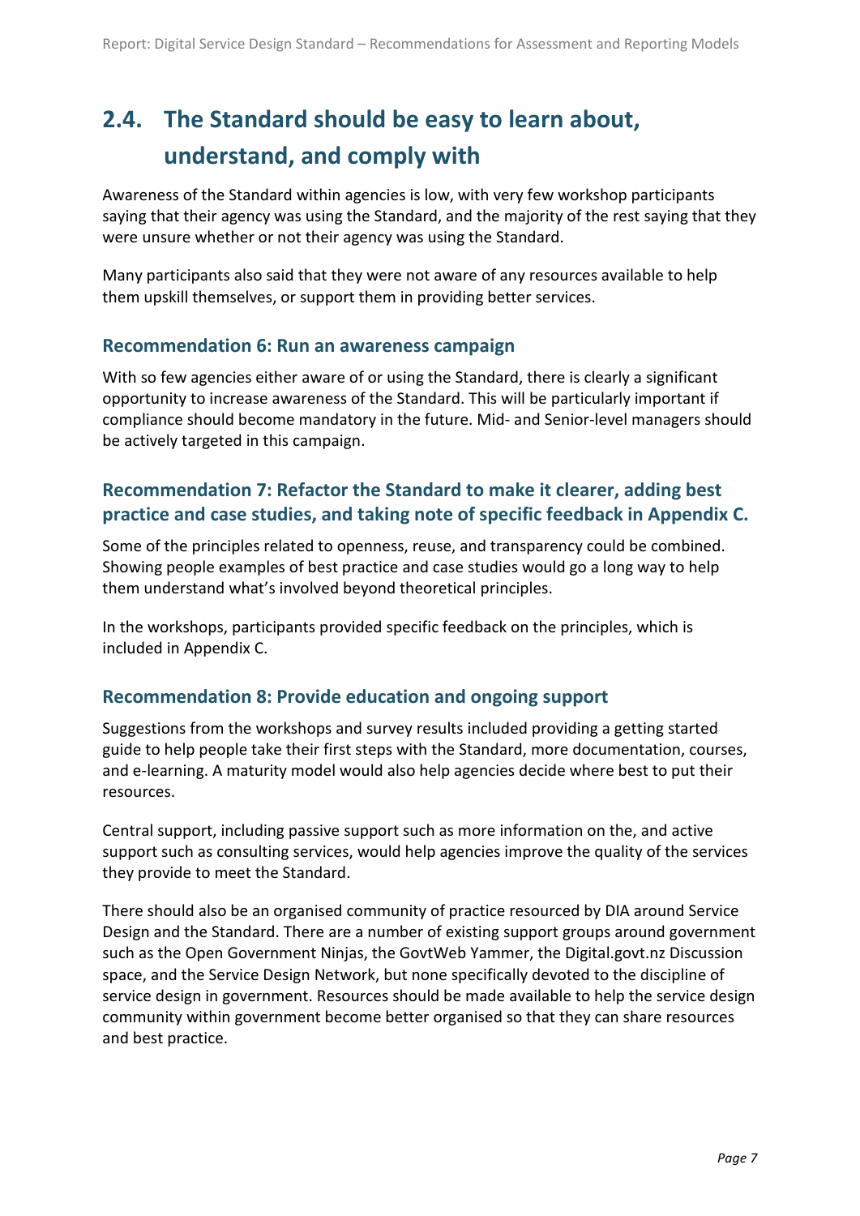## 2.4. The Standard should be easy to learn about, understand, and comply with

Awareness of the Standard within agencies is low, with very few workshop participants saying that their agency was using the Standard, and the majority of the rest saying that they were unsure whether or not their agency was using the Standard.

Many participants also said that they were not aware of any resources available to help them upskill themselves, or support them in providing better services.

### Recommendation 6: Run an awareness campaign

With so few agencies either aware of or using the Standard, there is clearly a significant opportunity to increase awareness of the Standard. This will be particularly important if compliance should become mandatory in the future. Mid- and Senior-level managers should be actively targeted in this campaign.

### Recommendation 7: Refactor the Standard to make it clearer, adding best practice and case studies, and taking note of specific feedback in Appendix C.

Some of the principles related to openness, reuse, and transparency could be combined. Showing people examples of best practice and case studies would go a long way to help them understand what's involved beyond theoretical principles.

In the workshops, participants provided specific feedback on the principles, which is included in Appendix C.

### Recommendation 8: Provide education and ongoing support

Suggestions from the workshops and survey results included providing a getting started guide to help people take their first steps with the Standard, more documentation, courses, and e-learning. A maturity model would also help agencies decide where best to put their resources.

Central support, including passive support such as more information on the, and active support such as consulting services, would help agencies improve the quality of the services they provide to meet the Standard.

There should also be an organised community of practice resourced by DIA around Service Design and the Standard. There are a number of existing support groups around government such as the Open Government Ninjas, the GovtWeb Yammer, the Digital.govt.nz Discussion space, and the Service Design Network, but none specifically devoted to the discipline of service design in government. Resources should be made available to help the service design community within government become better organised so that they can share resources and best practice.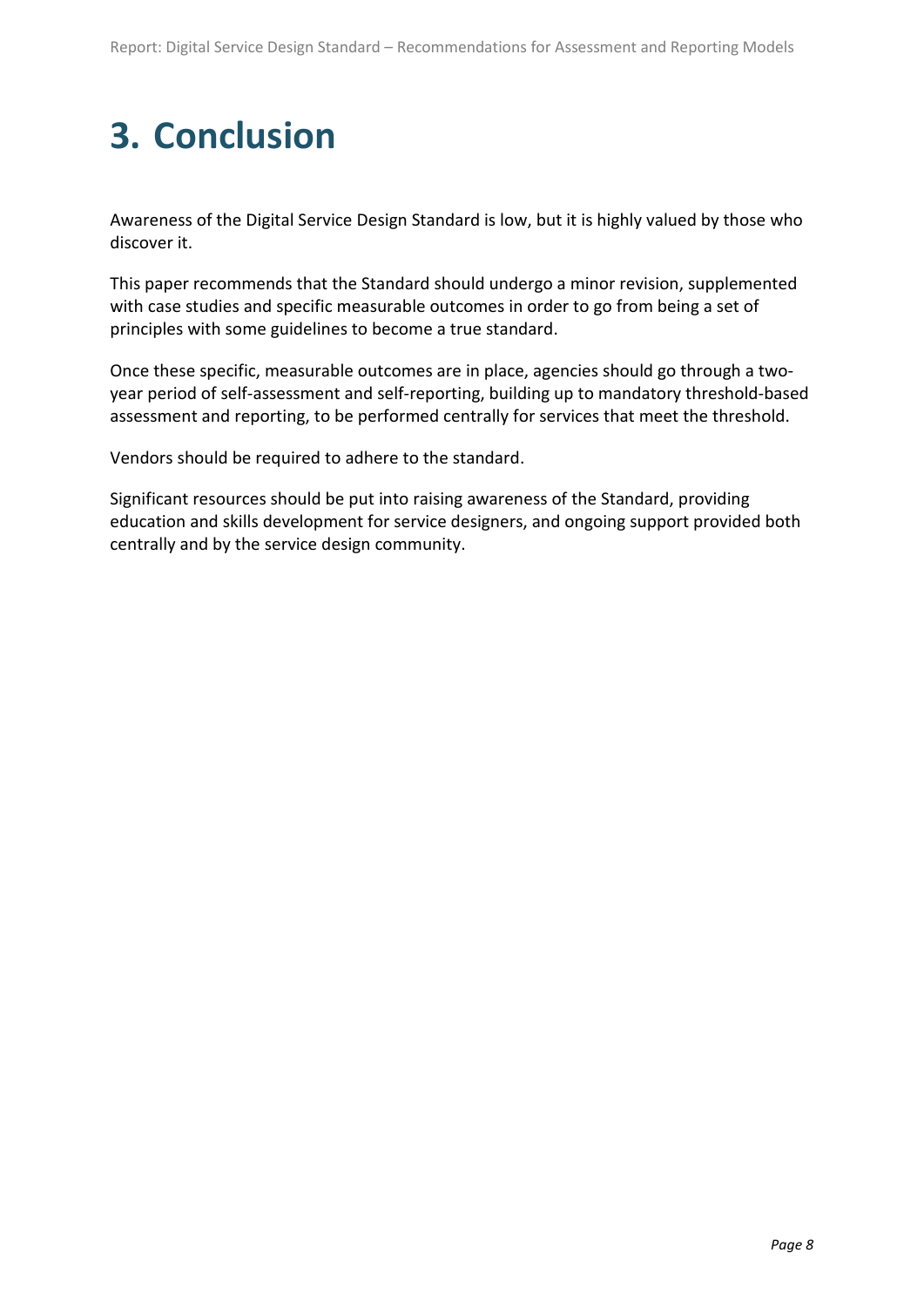# 3. Conclusion

Awareness of the Digital Service Design Standard is low, but it is highly valued by those who discover it.

This paper recommends that the Standard should undergo a minor revision, supplemented with case studies and specific measurable outcomes in order to go from being a set of principles with some guidelines to become a true standard.

Once these specific, measurable outcomes are in place, agencies should go through a two-year period of self-assessment and self-reporting, building up to mandatory threshold-based assessment and reporting, to be performed centrally for services that meet the threshold.

Vendors should be required to adhere to the standard.

Significant resources should be put into raising awareness of the Standard, providing education and skills development for service designers, and ongoing support provided both centrally and by the service design community.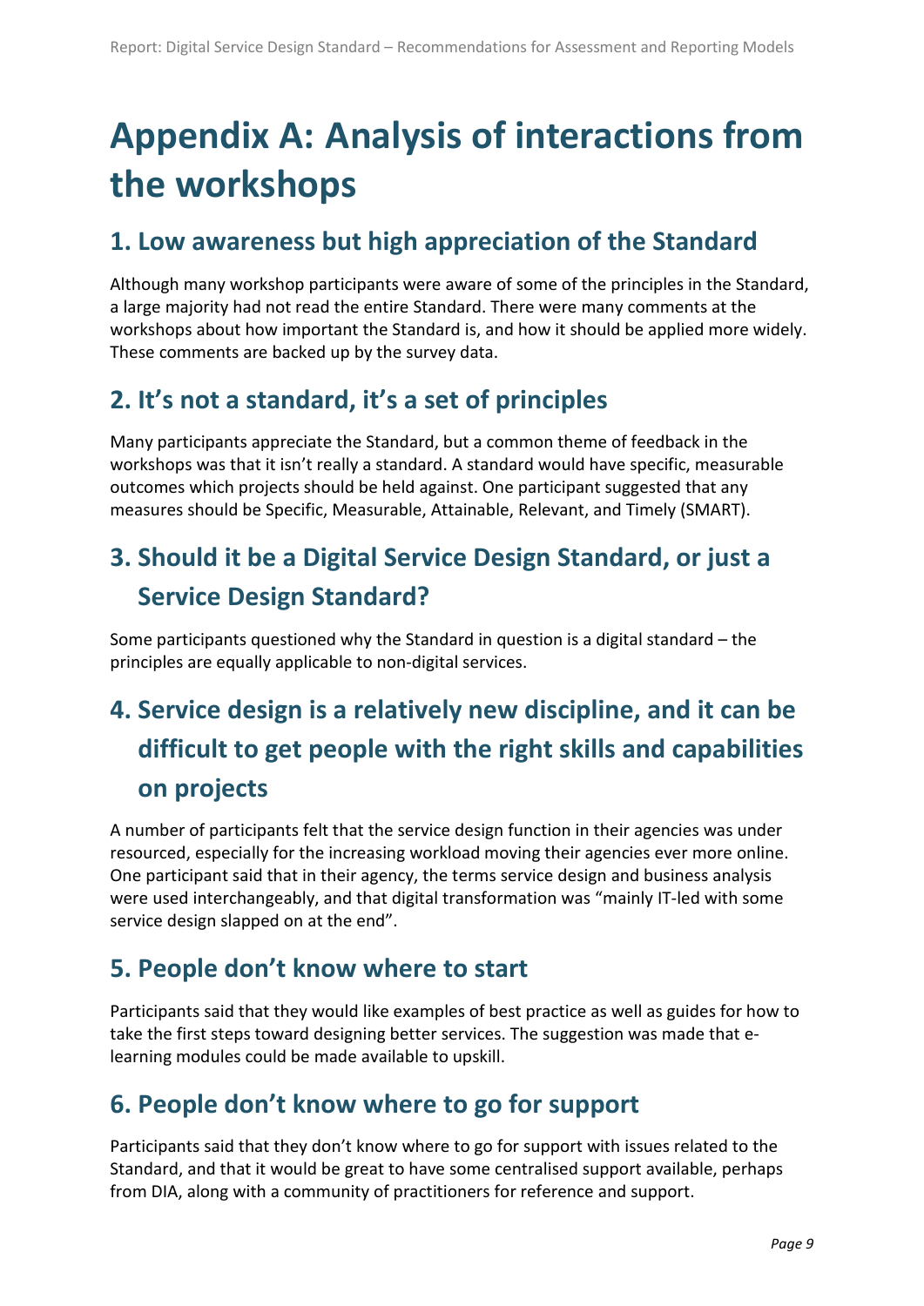# Appendix A: Analysis of interactions from the workshops

## 1. Low awareness but high appreciation of the Standard

Although many workshop participants were aware of some of the principles in the Standard, a large majority had not read the entire Standard. There were many comments at the workshops about how important the Standard is, and how it should be applied more widely. These comments are backed up by the survey data.

## 2. It's not a standard, it's a set of principles

Many participants appreciate the Standard, but a common theme of feedback in the workshops was that it isn't really a standard. A standard would have specific, measurable outcomes which projects should be held against. One participant suggested that any measures should be Specific, Measurable, Attainable, Relevant, and Timely (SMART).

## 3. Should it be a Digital Service Design Standard, or just a Service Design Standard?

Some participants questioned why the Standard in question is a digital standard – the principles are equally applicable to non-digital services.

## 4. Service design is a relatively new discipline, and it can be difficult to get people with the right skills and capabilities on projects

A number of participants felt that the service design function in their agencies was under resourced, especially for the increasing workload moving their agencies ever more online. One participant said that in their agency, the terms service design and business analysis were used interchangeably, and that digital transformation was "mainly IT-led with some service design slapped on at the end".

## 5. People don't know where to start

Participants said that they would like examples of best practice as well as guides for how to take the first steps toward designing better services. The suggestion was made that e-learning modules could be made available to upskill.

## 6. People don't know where to go for support

Participants said that they don't know where to go for support with issues related to the Standard, and that it would be great to have some centralised support available, perhaps from DIA, along with a community of practitioners for reference and support.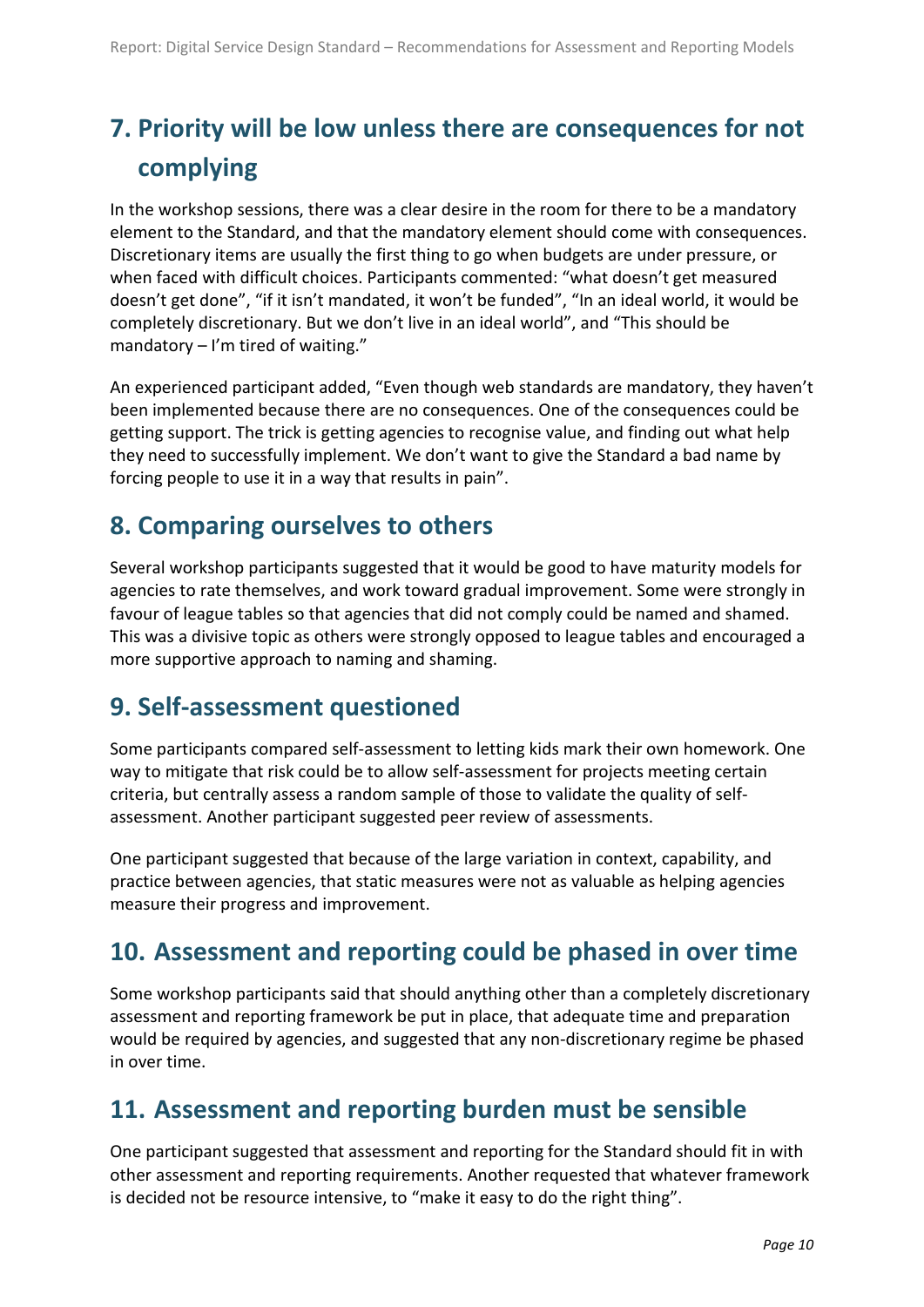## 7. Priority will be low unless there are consequences for not complying

In the workshop sessions, there was a clear desire in the room for there to be a mandatory element to the Standard, and that the mandatory element should come with consequences. Discretionary items are usually the first thing to go when budgets are under pressure, or when faced with difficult choices. Participants commented: “what doesn’t get measured doesn’t get done”, “if it isn’t mandated, it won’t be funded”, “In an ideal world, it would be completely discretionary. But we don’t live in an ideal world”, and “This should be mandatory – I’m tired of waiting.”

An experienced participant added, “Even though web standards are mandatory, they haven’t been implemented because there are no consequences. One of the consequences could be getting support. The trick is getting agencies to recognise value, and finding out what help they need to successfully implement. We don’t want to give the Standard a bad name by forcing people to use it in a way that results in pain”.

## 8. Comparing ourselves to others

Several workshop participants suggested that it would be good to have maturity models for agencies to rate themselves, and work toward gradual improvement. Some were strongly in favour of league tables so that agencies that did not comply could be named and shamed. This was a divisive topic as others were strongly opposed to league tables and encouraged a more supportive approach to naming and shaming.

## 9. Self-assessment questioned

Some participants compared self-assessment to letting kids mark their own homework. One way to mitigate that risk could be to allow self-assessment for projects meeting certain criteria, but centrally assess a random sample of those to validate the quality of self-assessment. Another participant suggested peer review of assessments.

One participant suggested that because of the large variation in context, capability, and practice between agencies, that static measures were not as valuable as helping agencies measure their progress and improvement.

## 10. Assessment and reporting could be phased in over time

Some workshop participants said that should anything other than a completely discretionary assessment and reporting framework be put in place, that adequate time and preparation would be required by agencies, and suggested that any non-discretionary regime be phased in over time.

## 11. Assessment and reporting burden must be sensible

One participant suggested that assessment and reporting for the Standard should fit in with other assessment and reporting requirements. Another requested that whatever framework is decided not be resource intensive, to “make it easy to do the right thing”.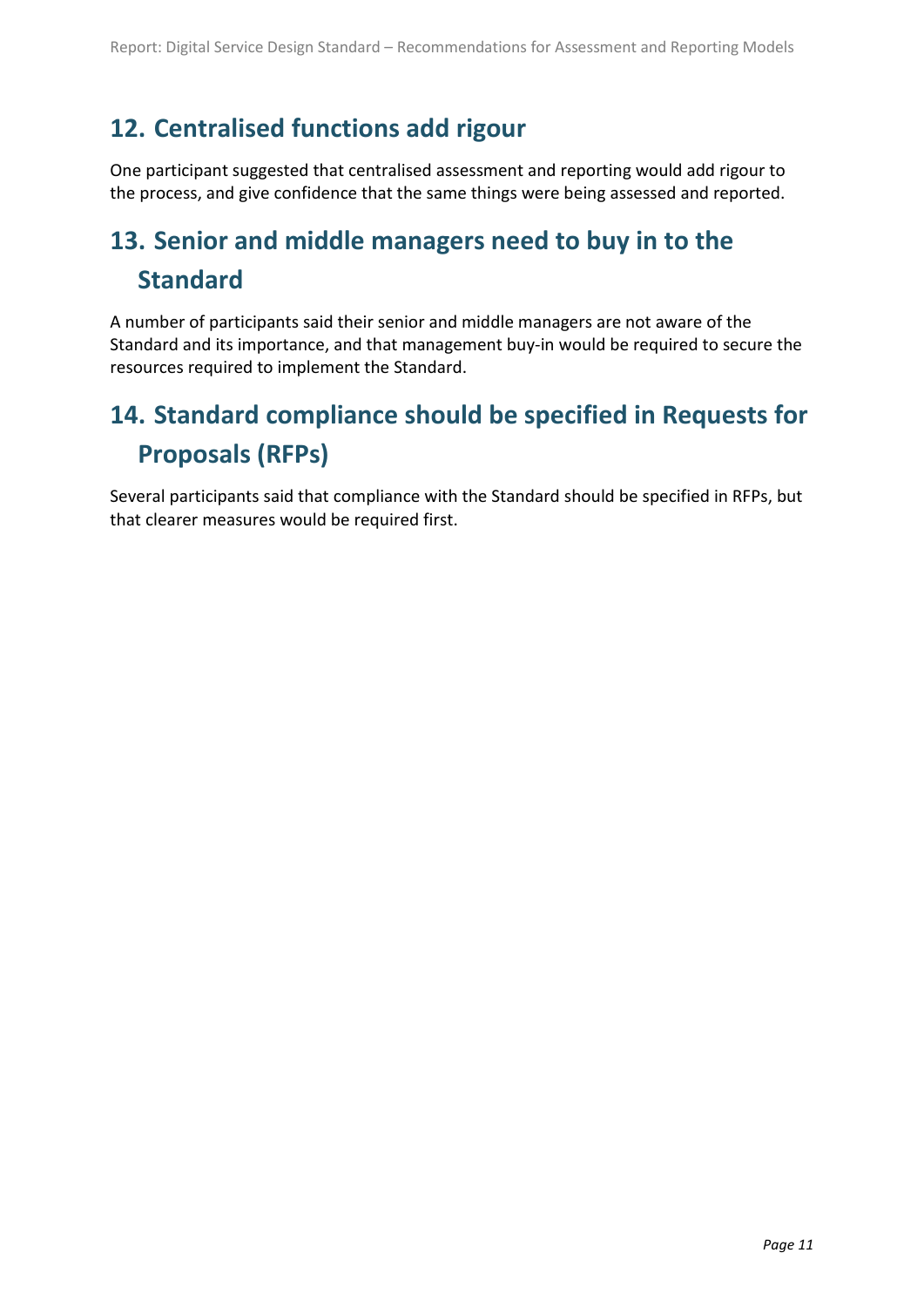## 12. Centralised functions add rigour

One participant suggested that centralised assessment and reporting would add rigour to the process, and give confidence that the same things were being assessed and reported.

## 13. Senior and middle managers need to buy in to the Standard

A number of participants said their senior and middle managers are not aware of the Standard and its importance, and that management buy-in would be required to secure the resources required to implement the Standard.

## 14. Standard compliance should be specified in Requests for Proposals (RFPs)

Several participants said that compliance with the Standard should be specified in RFPs, but that clearer measures would be required first.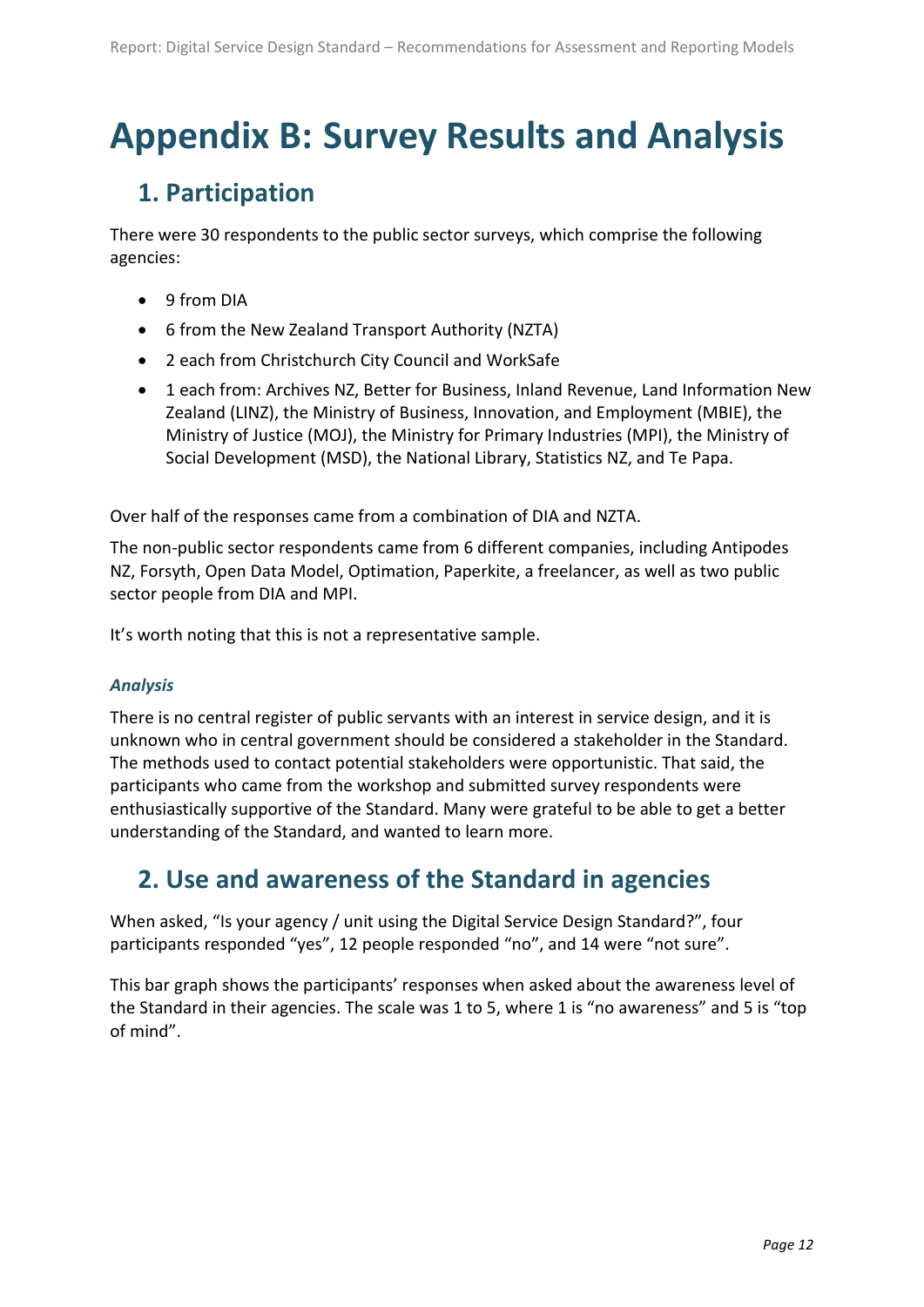# Appendix B: Survey Results and Analysis

## 1. Participation

There were 30 respondents to the public sector surveys, which comprise the following agencies:

- 9 from DIA
- 6 from the New Zealand Transport Authority (NZTA)
- 2 each from Christchurch City Council and WorkSafe
- 1 each from: Archives NZ, Better for Business, Inland Revenue, Land Information New Zealand (LINZ), the Ministry of Business, Innovation, and Employment (MBIE), the Ministry of Justice (MOJ), the Ministry for Primary Industries (MPI), the Ministry of Social Development (MSD), the National Library, Statistics NZ, and Te Papa.

Over half of the responses came from a combination of DIA and NZTA.

The non-public sector respondents came from 6 different companies, including Antipodes NZ, Forsyth, Open Data Model, Optimation, Paperkite, a freelancer, as well as two public sector people from DIA and MPI.

It's worth noting that this is not a representative sample.

### *Analysis*

There is no central register of public servants with an interest in service design, and it is unknown who in central government should be considered a stakeholder in the Standard. The methods used to contact potential stakeholders were opportunistic. That said, the participants who came from the workshop and submitted survey respondents were enthusiastically supportive of the Standard. Many were grateful to be able to get a better understanding of the Standard, and wanted to learn more.

## 2. Use and awareness of the Standard in agencies

When asked, "Is your agency / unit using the Digital Service Design Standard?", four participants responded "yes", 12 people responded "no", and 14 were "not sure".

This bar graph shows the participants' responses when asked about the awareness level of the Standard in their agencies. The scale was 1 to 5, where 1 is "no awareness" and 5 is "top of mind".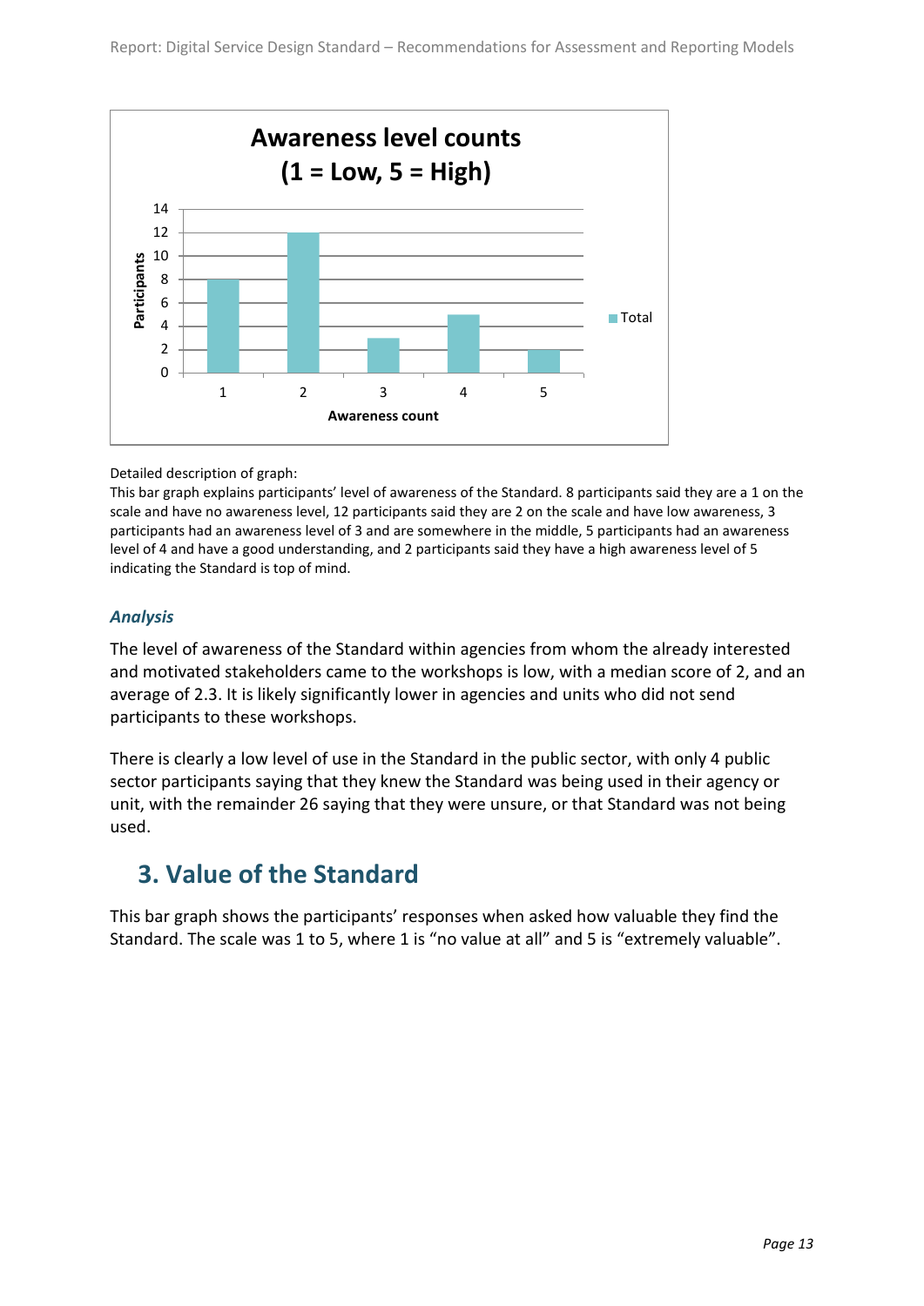**Awareness level counts (1 = Low, 5 = High)**

| Awareness count | Participants (Total) |
|---|---|
| 1 | 8 |
| 2 | 12 |
| 3 | 3 |
| 4 | 5 |
| 5 | 2 |

Detailed description of graph:
This bar graph explains participants' level of awareness of the Standard. 8 participants said they are a 1 on the scale and have no awareness level, 12 participants said they are 2 on the scale and have low awareness, 3 participants had an awareness level of 3 and are somewhere in the middle, 5 participants had an awareness level of 4 and have a good understanding, and 2 participants said they have a high awareness level of 5 indicating the Standard is top of mind.

### *Analysis*

The level of awareness of the Standard within agencies from whom the already interested and motivated stakeholders came to the workshops is low, with a median score of 2, and an average of 2.3. It is likely significantly lower in agencies and units who did not send participants to these workshops.

There is clearly a low level of use in the Standard in the public sector, with only 4 public sector participants saying that they knew the Standard was being used in their agency or unit, with the remainder 26 saying that they were unsure, or that Standard was not being used.

## 3. Value of the Standard

This bar graph shows the participants' responses when asked how valuable they find the Standard. The scale was 1 to 5, where 1 is "no value at all" and 5 is "extremely valuable".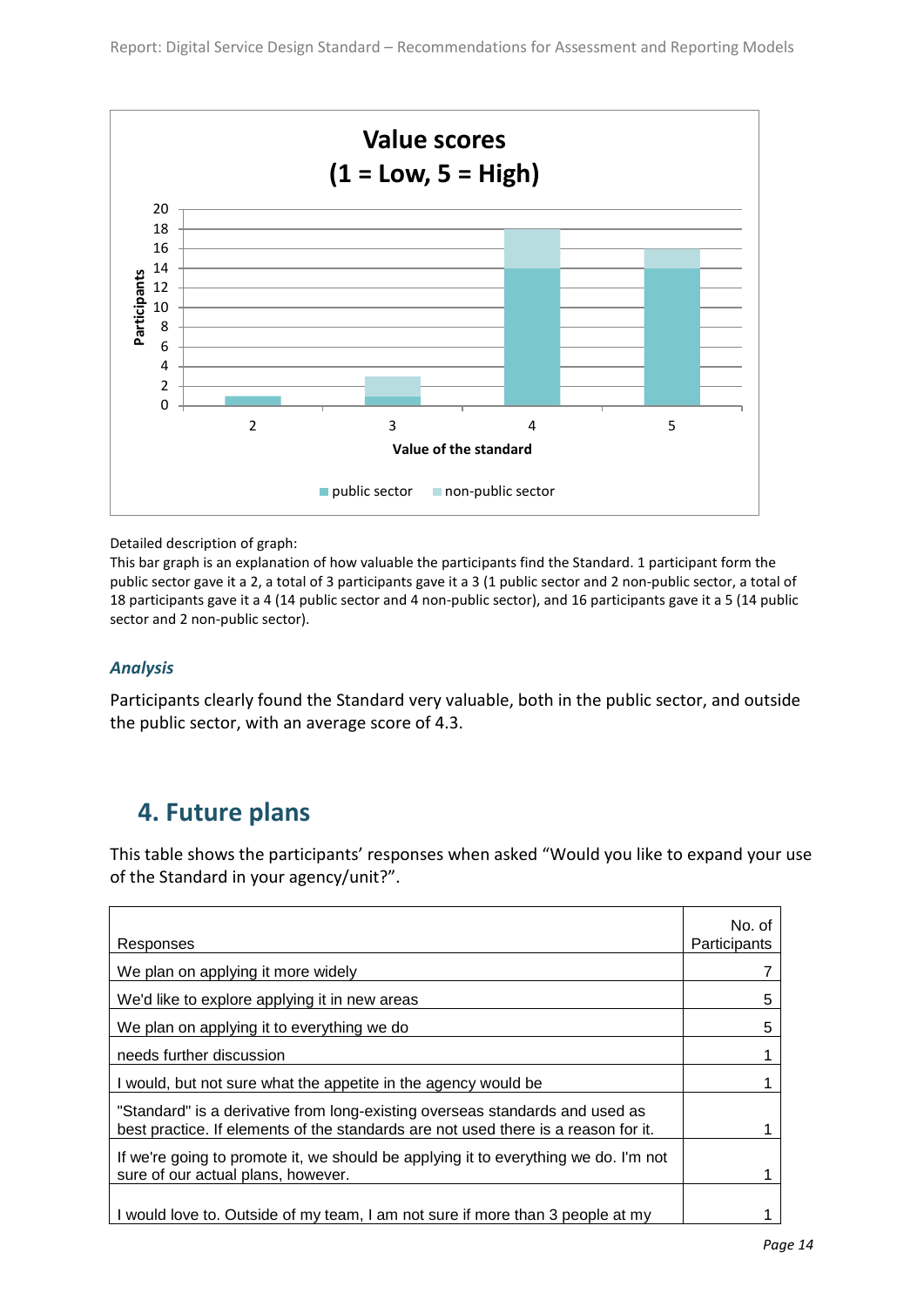Detailed description of graph:
This bar graph is an explanation of how valuable the participants find the Standard. 1 participant form the public sector gave it a 2, a total of 3 participants gave it a 3 (1 public sector and 2 non-public sector, a total of 18 participants gave it a 4 (14 public sector and 4 non-public sector), and 16 participants gave it a 5 (14 public sector and 2 non-public sector).

### *Analysis*

Participants clearly found the Standard very valuable, both in the public sector, and outside the public sector, with an average score of 4.3.

## 4. Future plans

This table shows the participants' responses when asked "Would you like to expand your use of the Standard in your agency/unit?".

| Responses | No. of Participants |
|---|---|
| We plan on applying it more widely | 7 |
| We'd like to explore applying it in new areas | 5 |
| We plan on applying it to everything we do | 5 |
| needs further discussion | 1 |
| I would, but not sure what the appetite in the agency would be | 1 |
| "Standard" is a derivative from long-existing overseas standards and used as best practice. If elements of the standards are not used there is a reason for it. | 1 |
| If we're going to promote it, we should be applying it to everything we do. I'm not sure of our actual plans, however. | 1 |
| I would love to. Outside of my team, I am not sure if more than 3 people at my | 1 |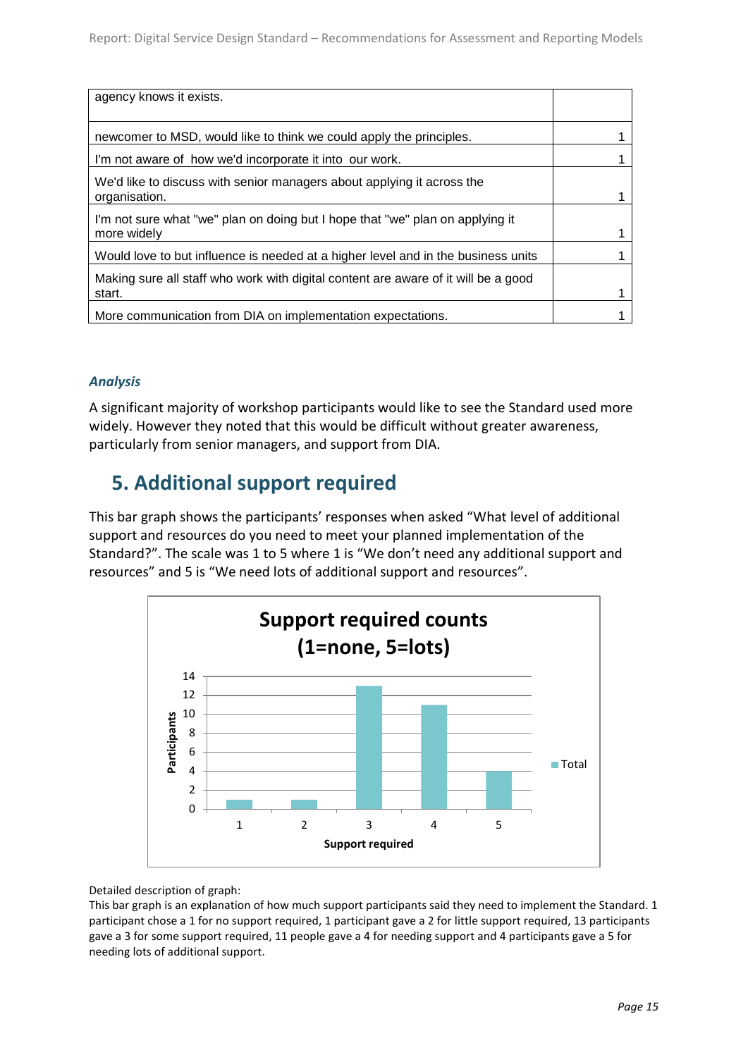| | |
|---|---|
| agency knows it exists. | |
| newcomer to MSD, would like to think we could apply the principles. | 1 |
| I'm not aware of how we'd incorporate it into our work. | 1 |
| We'd like to discuss with senior managers about applying it across the organisation. | 1 |
| I'm not sure what "we" plan on doing but I hope that "we" plan on applying it more widely | 1 |
| Would love to but influence is needed at a higher level and in the business units | 1 |
| Making sure all staff who work with digital content are aware of it will be a good start. | 1 |
| More communication from DIA on implementation expectations. | 1 |

### *Analysis*

A significant majority of workshop participants would like to see the Standard used more widely. However they noted that this would be difficult without greater awareness, particularly from senior managers, and support from DIA.

## 5. Additional support required

This bar graph shows the participants' responses when asked "What level of additional support and resources do you need to meet your planned implementation of the Standard?". The scale was 1 to 5 where 1 is "We don't need any additional support and resources" and 5 is "We need lots of additional support and resources".

**Support required counts (1=none, 5=lots)**

Detailed description of graph:
This bar graph is an explanation of how much support participants said they need to implement the Standard. 1 participant chose a 1 for no support required, 1 participant gave a 2 for little support required, 13 participants gave a 3 for some support required, 11 people gave a 4 for needing support and 4 participants gave a 5 for needing lots of additional support.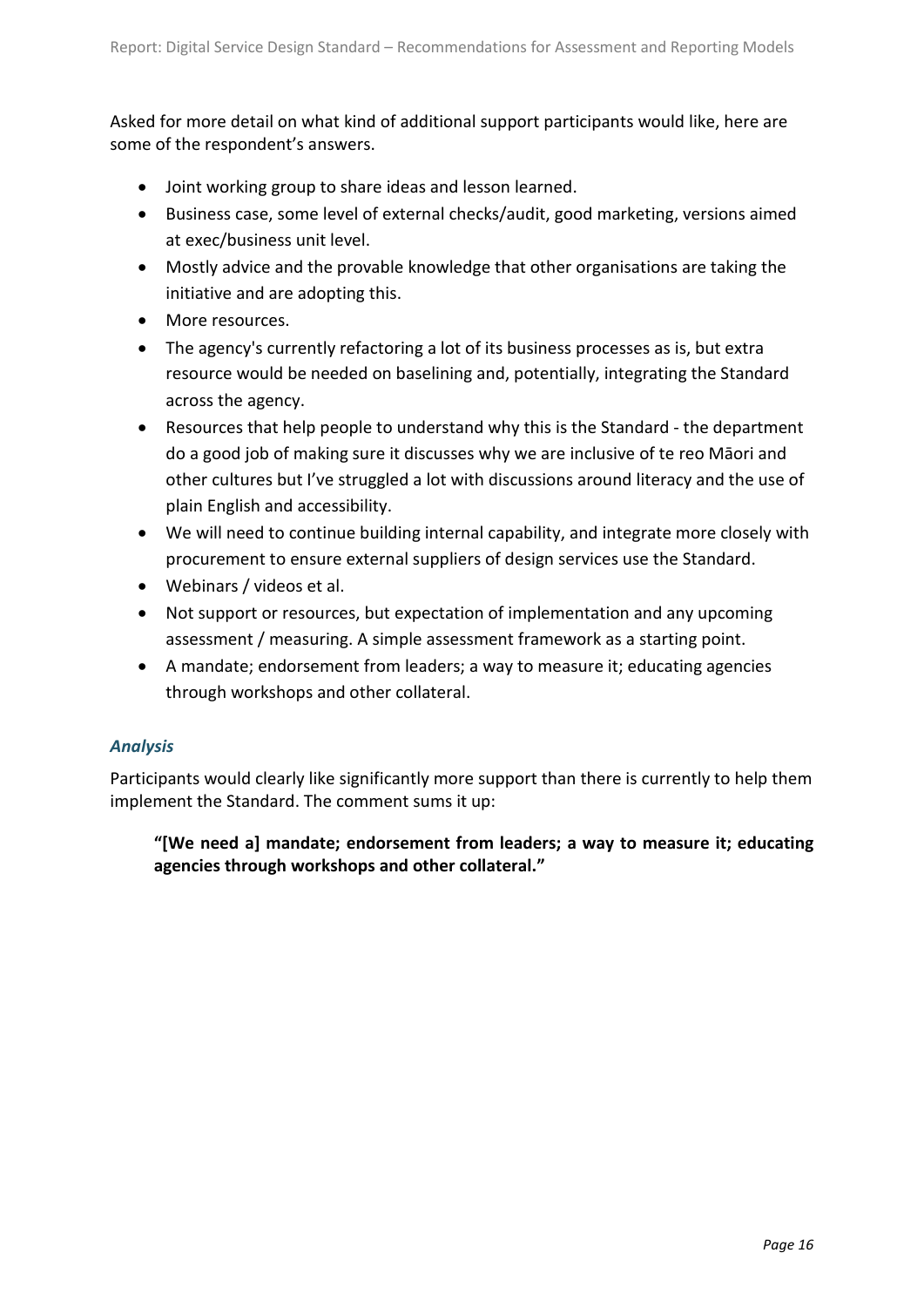Asked for more detail on what kind of additional support participants would like, here are some of the respondent's answers.

- Joint working group to share ideas and lesson learned.
- Business case, some level of external checks/audit, good marketing, versions aimed at exec/business unit level.
- Mostly advice and the provable knowledge that other organisations are taking the initiative and are adopting this.
- More resources.
- The agency's currently refactoring a lot of its business processes as is, but extra resource would be needed on baselining and, potentially, integrating the Standard across the agency.
- Resources that help people to understand why this is the Standard - the department do a good job of making sure it discusses why we are inclusive of te reo Māori and other cultures but I've struggled a lot with discussions around literacy and the use of plain English and accessibility.
- We will need to continue building internal capability, and integrate more closely with procurement to ensure external suppliers of design services use the Standard.
- Webinars / videos et al.
- Not support or resources, but expectation of implementation and any upcoming assessment / measuring. A simple assessment framework as a starting point.
- A mandate; endorsement from leaders; a way to measure it; educating agencies through workshops and other collateral.

### *Analysis*

Participants would clearly like significantly more support than there is currently to help them implement the Standard. The comment sums it up:

> **"[We need a] mandate; endorsement from leaders; a way to measure it; educating agencies through workshops and other collateral."**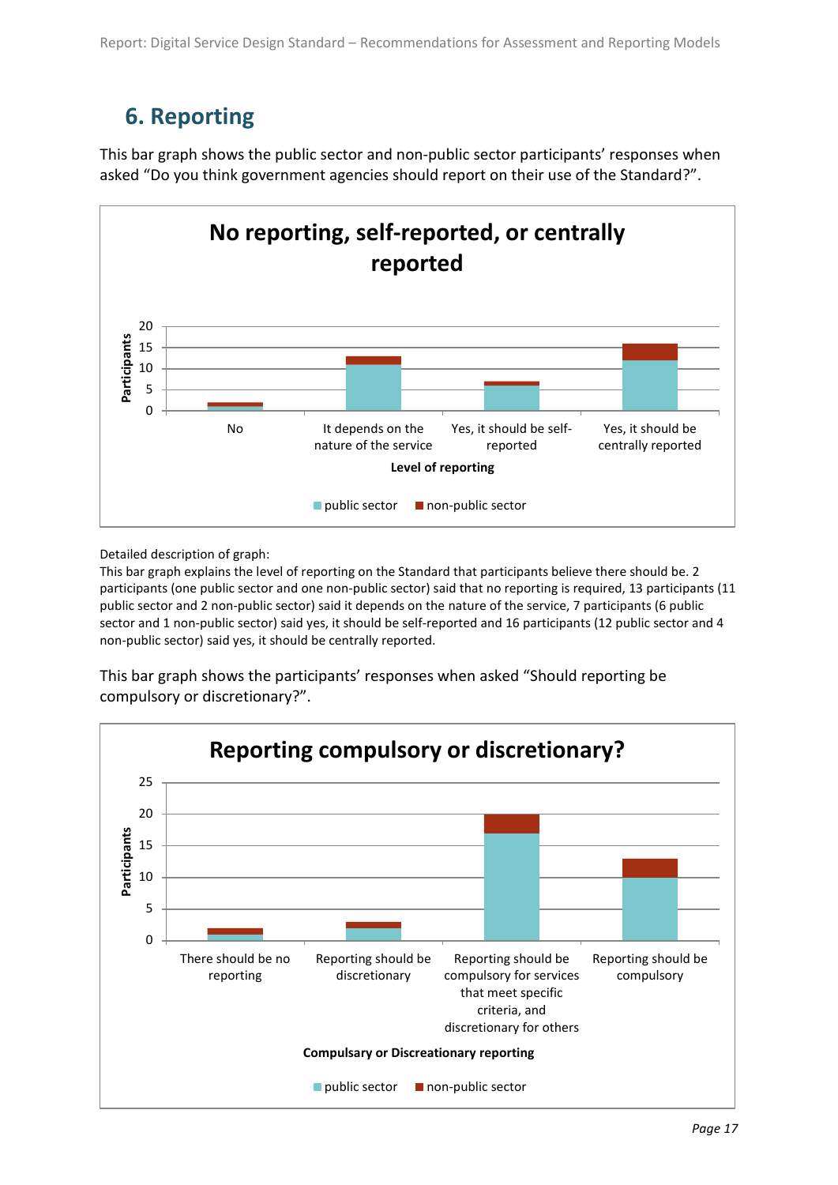## 6. Reporting

This bar graph shows the public sector and non-public sector participants' responses when asked "Do you think government agencies should report on their use of the Standard?".

**No reporting, self-reported, or centrally reported**

| Level of reporting | public sector | non-public sector |
|---|---|---|
| No | 1 | 1 |
| It depends on the nature of the service | 11 | 2 |
| Yes, it should be self-reported | 6 | 1 |
| Yes, it should be centrally reported | 12 | 4 |

Detailed description of graph:
This bar graph explains the level of reporting on the Standard that participants believe there should be. 2 participants (one public sector and one non-public sector) said that no reporting is required, 13 participants (11 public sector and 2 non-public sector) said it depends on the nature of the service, 7 participants (6 public sector and 1 non-public sector) said yes, it should be self-reported and 16 participants (12 public sector and 4 non-public sector) said yes, it should be centrally reported.

This bar graph shows the participants' responses when asked "Should reporting be compulsory or discretionary?".

**Reporting compulsory or discretionary?**

| Compulsary or Discreationary reporting | public sector | non-public sector |
|---|---|---|
| There should be no reporting | 1 | 1 |
| Reporting should be discretionary | 2 | 1 |
| Reporting should be compulsory for services that meet specific criteria, and discretionary for others | 17 | 3 |
| Reporting should be compulsory | 10 | 3 |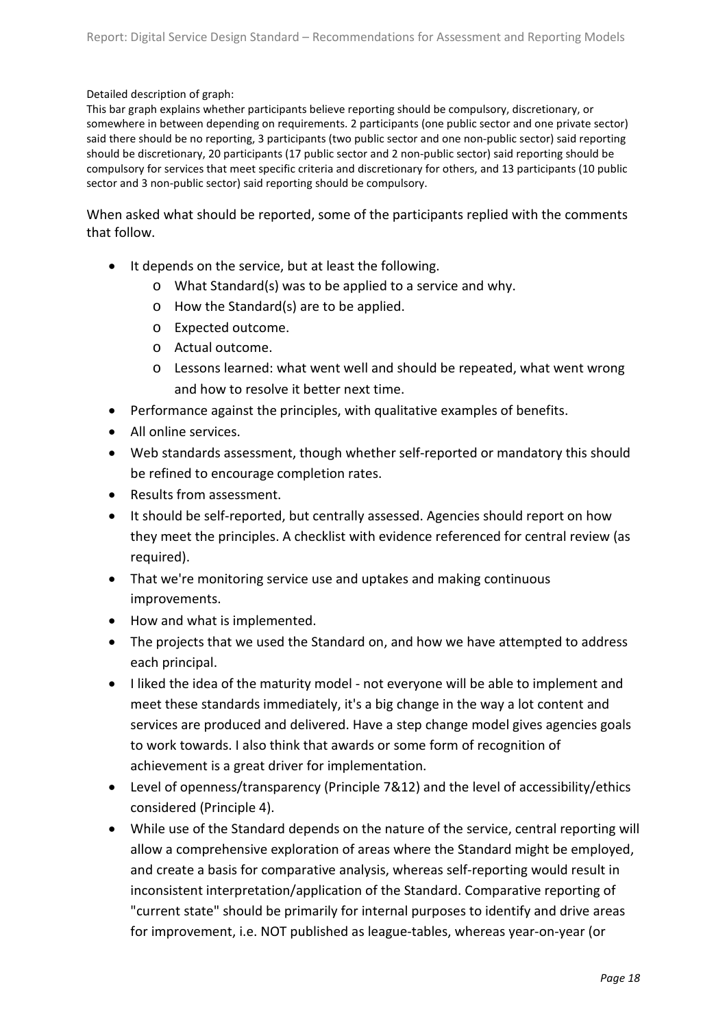Detailed description of graph:

This bar graph explains whether participants believe reporting should be compulsory, discretionary, or somewhere in between depending on requirements. 2 participants (one public sector and one private sector) said there should be no reporting, 3 participants (two public sector and one non-public sector) said reporting should be discretionary, 20 participants (17 public sector and 2 non-public sector) said reporting should be compulsory for services that meet specific criteria and discretionary for others, and 13 participants (10 public sector and 3 non-public sector) said reporting should be compulsory.

When asked what should be reported, some of the participants replied with the comments that follow.

- It depends on the service, but at least the following.
  - What Standard(s) was to be applied to a service and why.
  - How the Standard(s) are to be applied.
  - Expected outcome.
  - Actual outcome.
  - Lessons learned: what went well and should be repeated, what went wrong and how to resolve it better next time.
- Performance against the principles, with qualitative examples of benefits.
- All online services.
- Web standards assessment, though whether self-reported or mandatory this should be refined to encourage completion rates.
- Results from assessment.
- It should be self-reported, but centrally assessed. Agencies should report on how they meet the principles. A checklist with evidence referenced for central review (as required).
- That we're monitoring service use and uptakes and making continuous improvements.
- How and what is implemented.
- The projects that we used the Standard on, and how we have attempted to address each principal.
- I liked the idea of the maturity model - not everyone will be able to implement and meet these standards immediately, it's a big change in the way a lot content and services are produced and delivered. Have a step change model gives agencies goals to work towards. I also think that awards or some form of recognition of achievement is a great driver for implementation.
- Level of openness/transparency (Principle 7&12) and the level of accessibility/ethics considered (Principle 4).
- While use of the Standard depends on the nature of the service, central reporting will allow a comprehensive exploration of areas where the Standard might be employed, and create a basis for comparative analysis, whereas self-reporting would result in inconsistent interpretation/application of the Standard. Comparative reporting of "current state" should be primarily for internal purposes to identify and drive areas for improvement, i.e. NOT published as league-tables, whereas year-on-year (or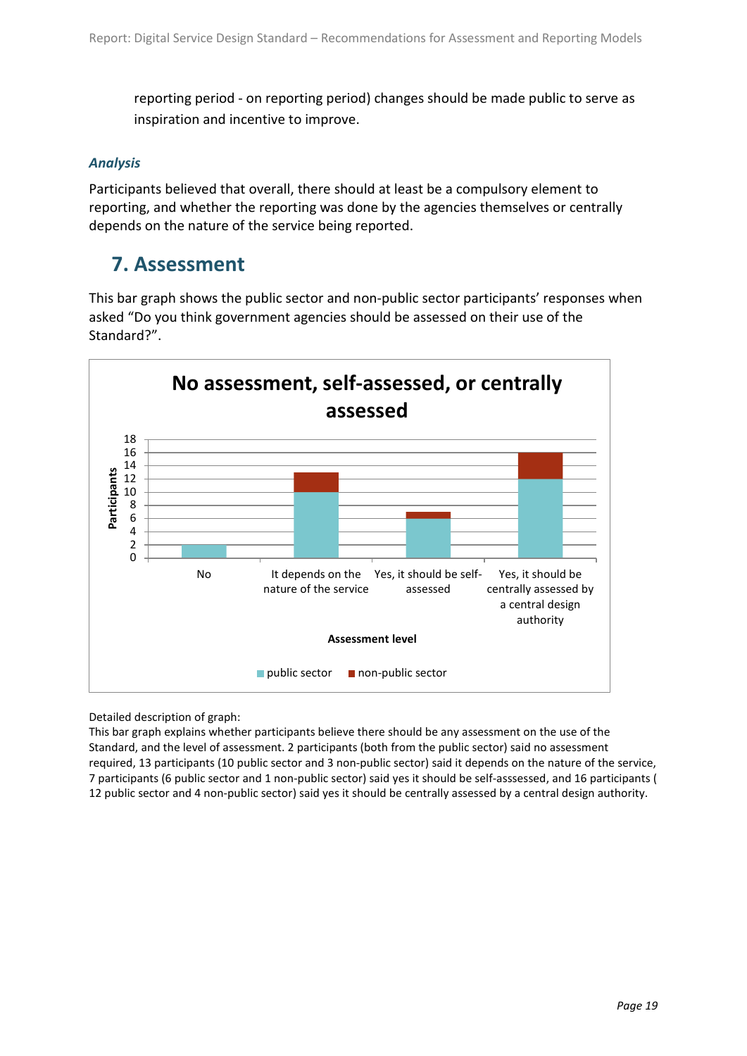reporting period - on reporting period) changes should be made public to serve as inspiration and incentive to improve.

### *Analysis*

Participants believed that overall, there should at least be a compulsory element to reporting, and whether the reporting was done by the agencies themselves or centrally depends on the nature of the service being reported.

## 7. Assessment

This bar graph shows the public sector and non-public sector participants' responses when asked "Do you think government agencies should be assessed on their use of the Standard?".

**No assessment, self-assessed, or centrally assessed**

| Assessment level | public sector | non-public sector |
|---|---|---|
| No | 2 | 0 |
| It depends on the nature of the service | 10 | 3 |
| Yes, it should be self-assessed | 6 | 1 |
| Yes, it should be centrally assessed by a central design authority | 12 | 4 |

Detailed description of graph:
This bar graph explains whether participants believe there should be any assessment on the use of the Standard, and the level of assessment. 2 participants (both from the public sector) said no assessment required, 13 participants (10 public sector and 3 non-public sector) said it depends on the nature of the service, 7 participants (6 public sector and 1 non-public sector) said yes it should be self-asssessed, and 16 participants ( 12 public sector and 4 non-public sector) said yes it should be centrally assessed by a central design authority.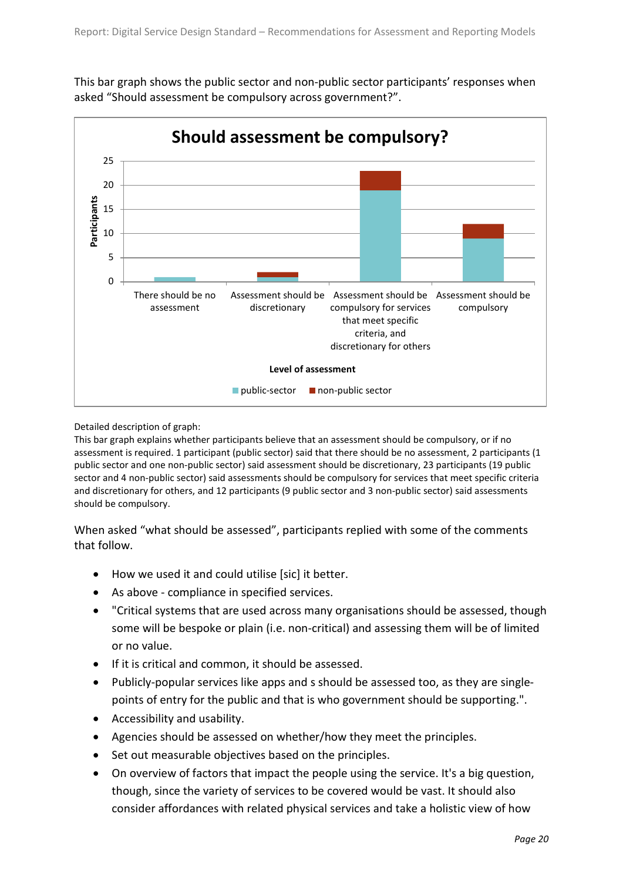This bar graph shows the public sector and non-public sector participants' responses when asked "Should assessment be compulsory across government?".

**Should assessment be compulsory?**

| Level of assessment | public-sector | non-public sector |
|---|---|---|
| There should be no assessment | 1 | 0 |
| Assessment should be discretionary | 1 | 1 |
| Assessment should be compulsory for services that meet specific criteria, and discretionary for others | 19 | 4 |
| Assessment should be compulsory | 9 | 3 |

Detailed description of graph:
This bar graph explains whether participants believe that an assessment should be compulsory, or if no assessment is required. 1 participant (public sector) said that there should be no assessment, 2 participants (1 public sector and one non-public sector) said assessment should be discretionary, 23 participants (19 public sector and 4 non-public sector) said assessments should be compulsory for services that meet specific criteria and discretionary for others, and 12 participants (9 public sector and 3 non-public sector) said assessments should be compulsory.

When asked "what should be assessed", participants replied with some of the comments that follow.

- How we used it and could utilise [sic] it better.
- As above - compliance in specified services.
- "Critical systems that are used across many organisations should be assessed, though some will be bespoke or plain (i.e. non-critical) and assessing them will be of limited or no value.
- If it is critical and common, it should be assessed.
- Publicly-popular services like apps and s should be assessed too, as they are single-points of entry for the public and that is who government should be supporting.".
- Accessibility and usability.
- Agencies should be assessed on whether/how they meet the principles.
- Set out measurable objectives based on the principles.
- On overview of factors that impact the people using the service. It's a big question, though, since the variety of services to be covered would be vast. It should also consider affordances with related physical services and take a holistic view of how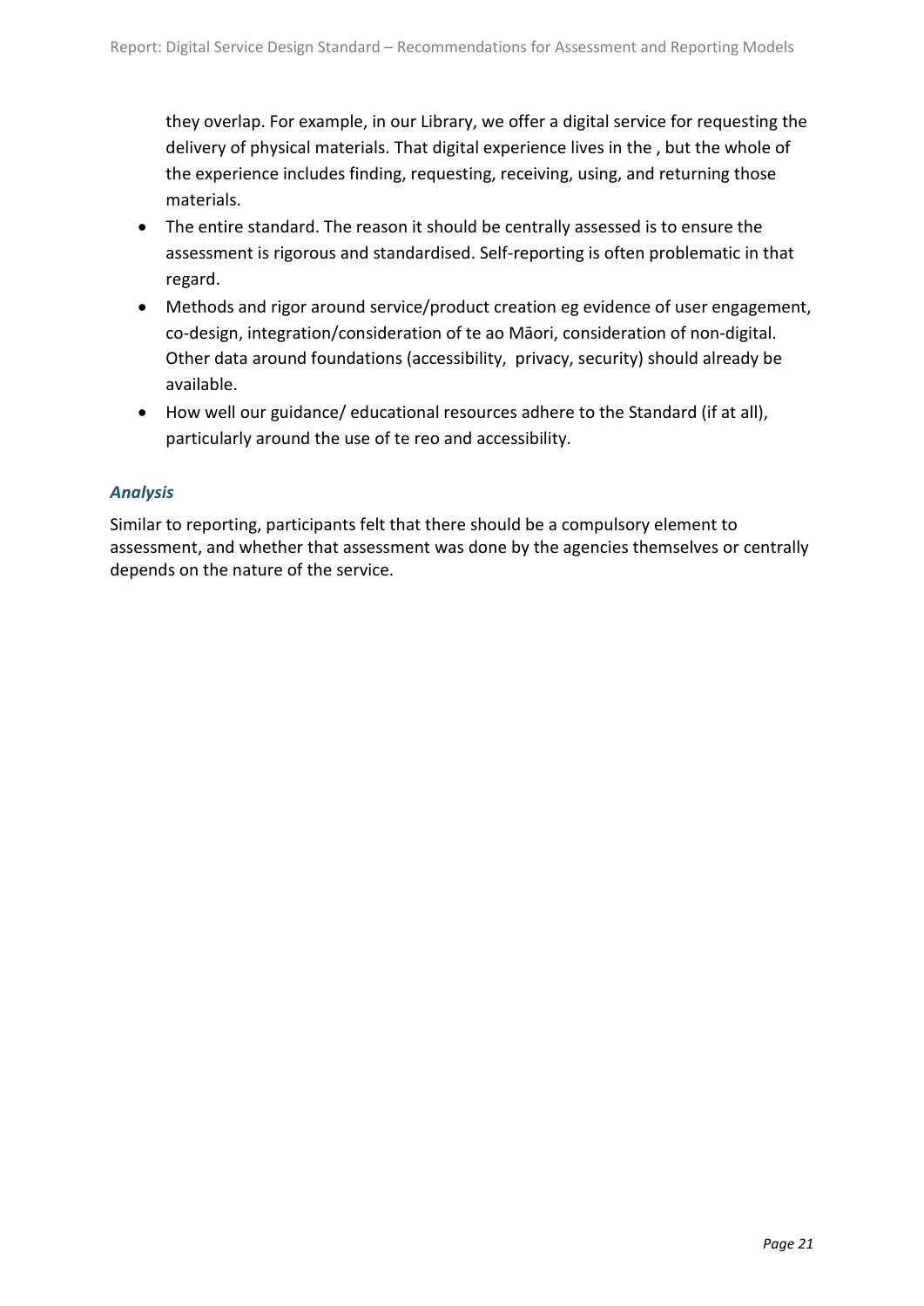they overlap. For example, in our Library, we offer a digital service for requesting the delivery of physical materials. That digital experience lives in the , but the whole of the experience includes finding, requesting, receiving, using, and returning those materials.

- The entire standard. The reason it should be centrally assessed is to ensure the assessment is rigorous and standardised. Self-reporting is often problematic in that regard.
- Methods and rigor around service/product creation eg evidence of user engagement, co-design, integration/consideration of te ao Māori, consideration of non-digital. Other data around foundations (accessibility, privacy, security) should already be available.
- How well our guidance/ educational resources adhere to the Standard (if at all), particularly around the use of te reo and accessibility.

### *Analysis*

Similar to reporting, participants felt that there should be a compulsory element to assessment, and whether that assessment was done by the agencies themselves or centrally depends on the nature of the service.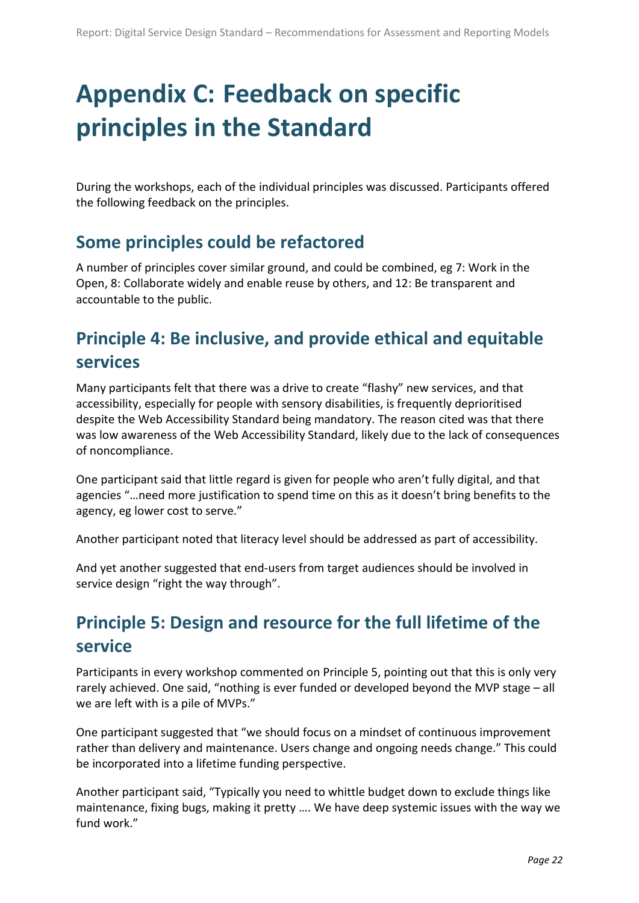# Appendix C: Feedback on specific principles in the Standard

During the workshops, each of the individual principles was discussed. Participants offered the following feedback on the principles.

## Some principles could be refactored

A number of principles cover similar ground, and could be combined, eg 7: Work in the Open, 8: Collaborate widely and enable reuse by others, and 12: Be transparent and accountable to the public.

## Principle 4: Be inclusive, and provide ethical and equitable services

Many participants felt that there was a drive to create "flashy" new services, and that accessibility, especially for people with sensory disabilities, is frequently deprioritised despite the Web Accessibility Standard being mandatory. The reason cited was that there was low awareness of the Web Accessibility Standard, likely due to the lack of consequences of noncompliance.

One participant said that little regard is given for people who aren't fully digital, and that agencies "…need more justification to spend time on this as it doesn't bring benefits to the agency, eg lower cost to serve."

Another participant noted that literacy level should be addressed as part of accessibility.

And yet another suggested that end-users from target audiences should be involved in service design "right the way through".

## Principle 5: Design and resource for the full lifetime of the service

Participants in every workshop commented on Principle 5, pointing out that this is only very rarely achieved. One said, "nothing is ever funded or developed beyond the MVP stage – all we are left with is a pile of MVPs."

One participant suggested that "we should focus on a mindset of continuous improvement rather than delivery and maintenance. Users change and ongoing needs change." This could be incorporated into a lifetime funding perspective.

Another participant said, "Typically you need to whittle budget down to exclude things like maintenance, fixing bugs, making it pretty …. We have deep systemic issues with the way we fund work."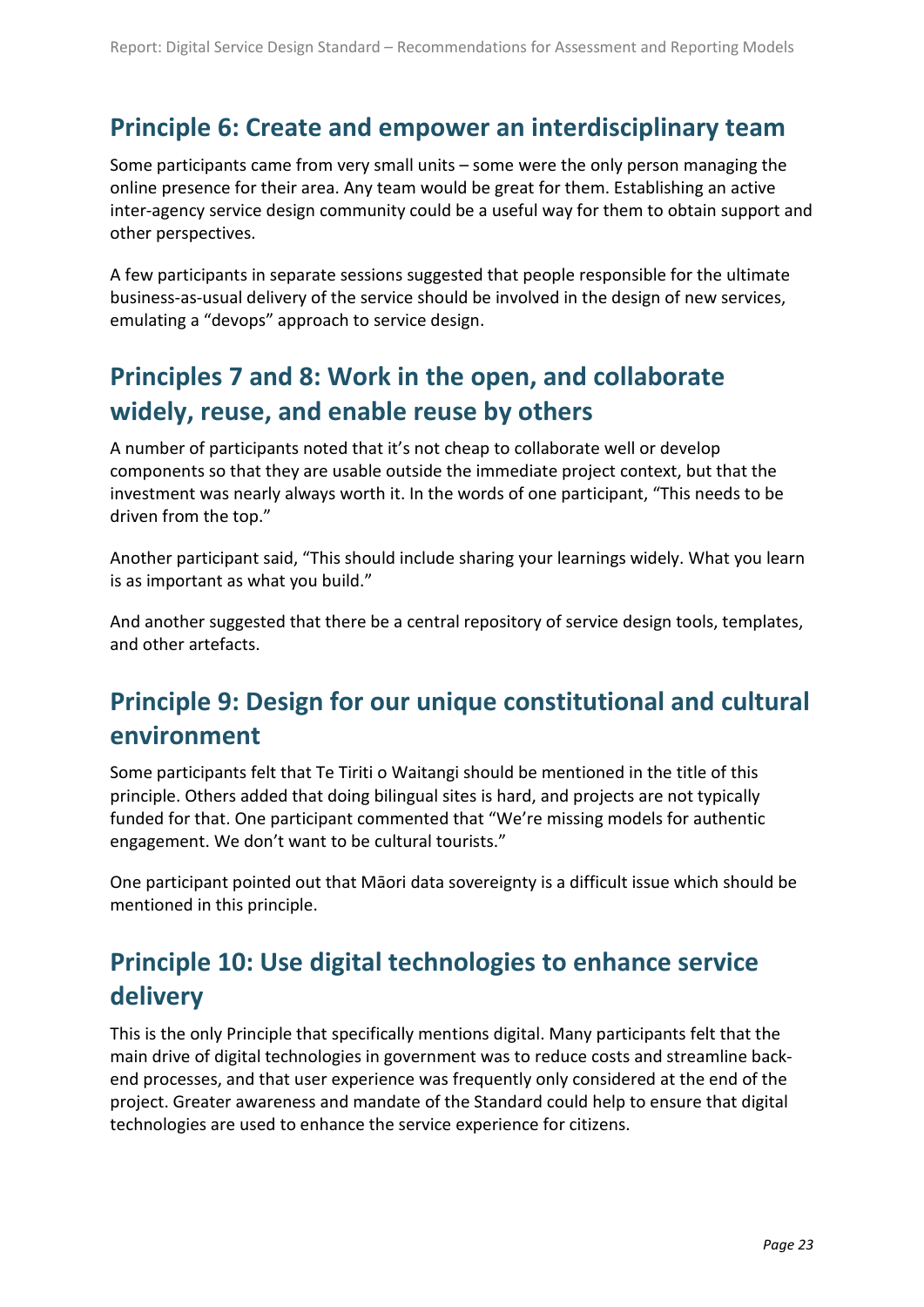## Principle 6: Create and empower an interdisciplinary team

Some participants came from very small units – some were the only person managing the online presence for their area. Any team would be great for them. Establishing an active inter-agency service design community could be a useful way for them to obtain support and other perspectives.

A few participants in separate sessions suggested that people responsible for the ultimate business-as-usual delivery of the service should be involved in the design of new services, emulating a "devops" approach to service design.

## Principles 7 and 8: Work in the open, and collaborate widely, reuse, and enable reuse by others

A number of participants noted that it's not cheap to collaborate well or develop components so that they are usable outside the immediate project context, but that the investment was nearly always worth it. In the words of one participant, "This needs to be driven from the top."

Another participant said, "This should include sharing your learnings widely. What you learn is as important as what you build."

And another suggested that there be a central repository of service design tools, templates, and other artefacts.

## Principle 9: Design for our unique constitutional and cultural environment

Some participants felt that Te Tiriti o Waitangi should be mentioned in the title of this principle. Others added that doing bilingual sites is hard, and projects are not typically funded for that. One participant commented that "We're missing models for authentic engagement. We don't want to be cultural tourists."

One participant pointed out that Māori data sovereignty is a difficult issue which should be mentioned in this principle.

## Principle 10: Use digital technologies to enhance service delivery

This is the only Principle that specifically mentions digital. Many participants felt that the main drive of digital technologies in government was to reduce costs and streamline back-end processes, and that user experience was frequently only considered at the end of the project. Greater awareness and mandate of the Standard could help to ensure that digital technologies are used to enhance the service experience for citizens.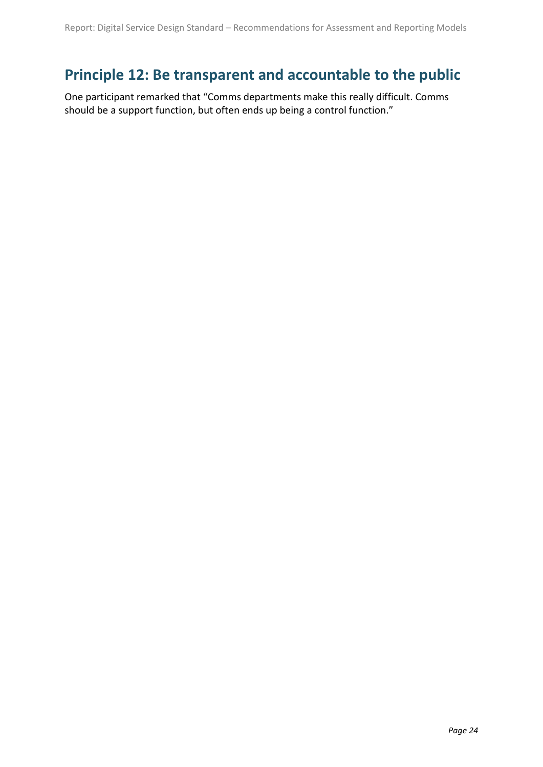## Principle 12: Be transparent and accountable to the public

One participant remarked that “Comms departments make this really difficult. Comms should be a support function, but often ends up being a control function.”